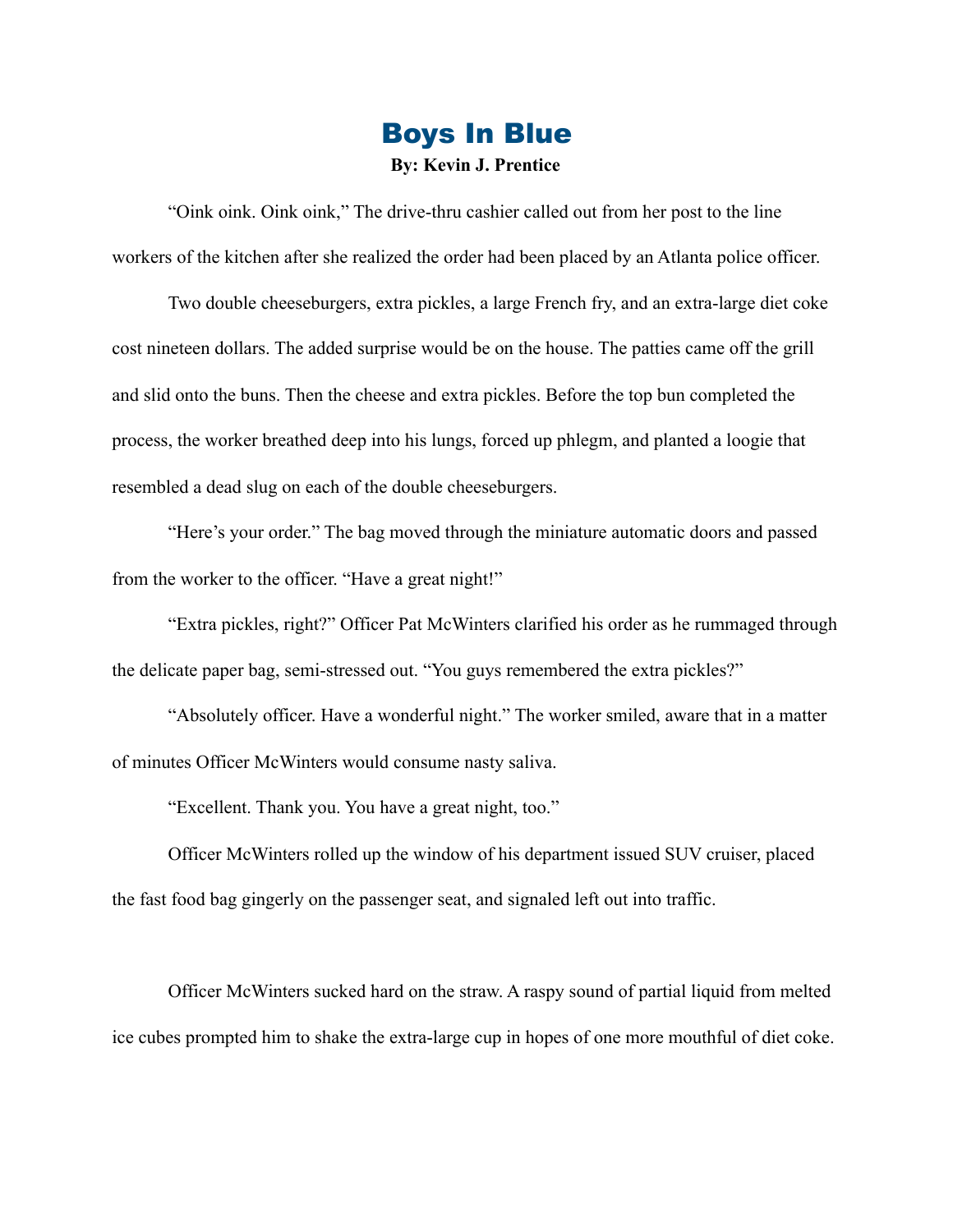# Boys In Blue

**By: Kevin J. Prentice**

"Oink oink. Oink oink," The drive-thru cashier called out from her post to the line workers of the kitchen after she realized the order had been placed by an Atlanta police officer.

Two double cheeseburgers, extra pickles, a large French fry, and an extra-large diet coke cost nineteen dollars. The added surprise would be on the house. The patties came off the grill and slid onto the buns. Then the cheese and extra pickles. Before the top bun completed the process, the worker breathed deep into his lungs, forced up phlegm, and planted a loogie that resembled a dead slug on each of the double cheeseburgers.

"Here's your order." The bag moved through the miniature automatic doors and passed from the worker to the officer. "Have a great night!"

"Extra pickles, right?" Officer Pat McWinters clarified his order as he rummaged through the delicate paper bag, semi-stressed out. "You guys remembered the extra pickles?"

"Absolutely officer. Have a wonderful night." The worker smiled, aware that in a matter of minutes Officer McWinters would consume nasty saliva.

"Excellent. Thank you. You have a great night, too."

Officer McWinters rolled up the window of his department issued SUV cruiser, placed the fast food bag gingerly on the passenger seat, and signaled left out into traffic.

Officer McWinters sucked hard on the straw. A raspy sound of partial liquid from melted ice cubes prompted him to shake the extra-large cup in hopes of one more mouthful of diet coke.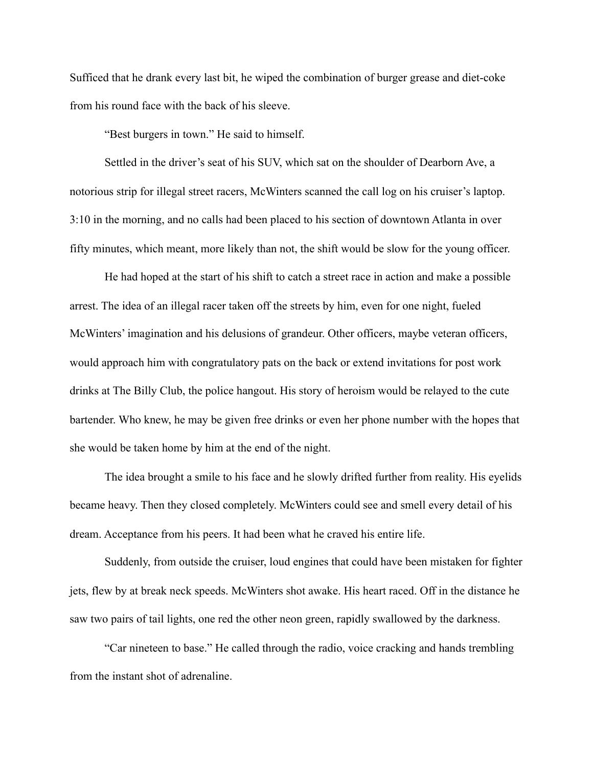Sufficed that he drank every last bit, he wiped the combination of burger grease and diet-coke from his round face with the back of his sleeve.

"Best burgers in town." He said to himself.

Settled in the driver's seat of his SUV, which sat on the shoulder of Dearborn Ave, a notorious strip for illegal street racers, McWinters scanned the call log on his cruiser's laptop. 3:10 in the morning, and no calls had been placed to his section of downtown Atlanta in over fifty minutes, which meant, more likely than not, the shift would be slow for the young officer.

He had hoped at the start of his shift to catch a street race in action and make a possible arrest. The idea of an illegal racer taken off the streets by him, even for one night, fueled McWinters' imagination and his delusions of grandeur. Other officers, maybe veteran officers, would approach him with congratulatory pats on the back or extend invitations for post work drinks at The Billy Club, the police hangout. His story of heroism would be relayed to the cute bartender. Who knew, he may be given free drinks or even her phone number with the hopes that she would be taken home by him at the end of the night.

The idea brought a smile to his face and he slowly drifted further from reality. His eyelids became heavy. Then they closed completely. McWinters could see and smell every detail of his dream. Acceptance from his peers. It had been what he craved his entire life.

Suddenly, from outside the cruiser, loud engines that could have been mistaken for fighter jets, flew by at break neck speeds. McWinters shot awake. His heart raced. Off in the distance he saw two pairs of tail lights, one red the other neon green, rapidly swallowed by the darkness.

"Car nineteen to base." He called through the radio, voice cracking and hands trembling from the instant shot of adrenaline.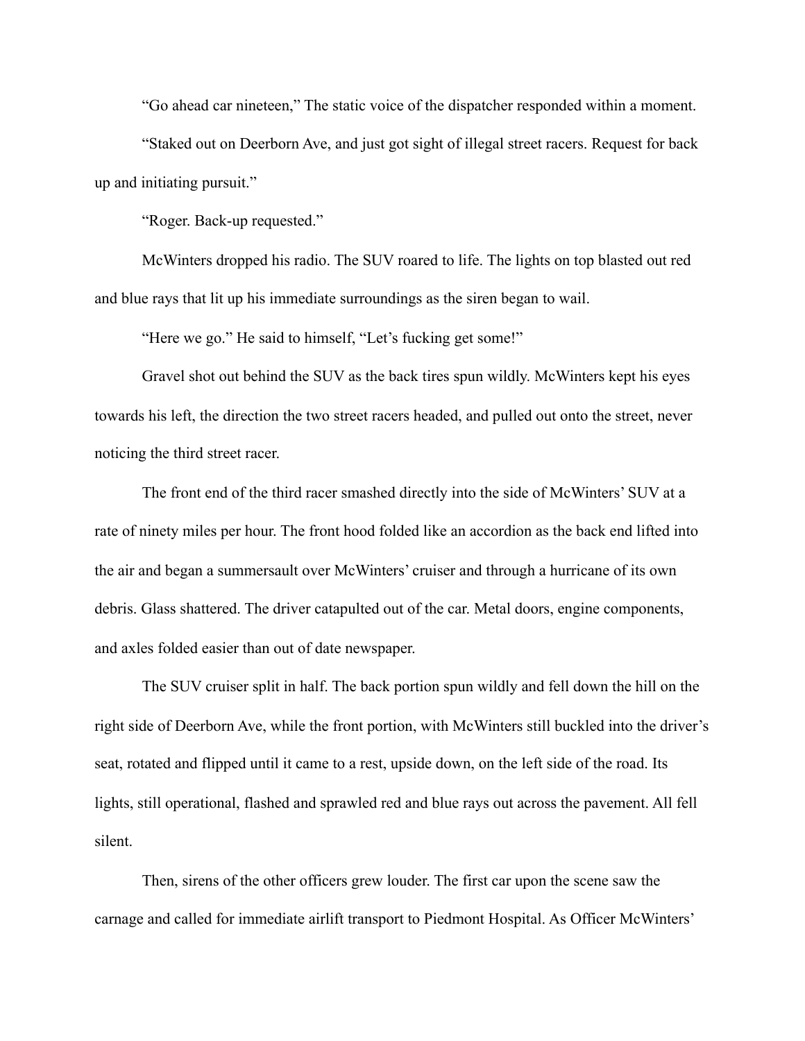"Go ahead car nineteen," The static voice of the dispatcher responded within a moment.

"Staked out on Deerborn Ave, and just got sight of illegal street racers. Request for back up and initiating pursuit."

"Roger. Back-up requested."

McWinters dropped his radio. The SUV roared to life. The lights on top blasted out red and blue rays that lit up his immediate surroundings as the siren began to wail.

"Here we go." He said to himself, "Let's fucking get some!"

Gravel shot out behind the SUV as the back tires spun wildly. McWinters kept his eyes towards his left, the direction the two street racers headed, and pulled out onto the street, never noticing the third street racer.

The front end of the third racer smashed directly into the side of McWinters' SUV at a rate of ninety miles per hour. The front hood folded like an accordion as the back end lifted into the air and began a summersault over McWinters' cruiser and through a hurricane of its own debris. Glass shattered. The driver catapulted out of the car. Metal doors, engine components, and axles folded easier than out of date newspaper.

The SUV cruiser split in half. The back portion spun wildly and fell down the hill on the right side of Deerborn Ave, while the front portion, with McWinters still buckled into the driver's seat, rotated and flipped until it came to a rest, upside down, on the left side of the road. Its lights, still operational, flashed and sprawled red and blue rays out across the pavement. All fell silent.

Then, sirens of the other officers grew louder. The first car upon the scene saw the carnage and called for immediate airlift transport to Piedmont Hospital. As Officer McWinters'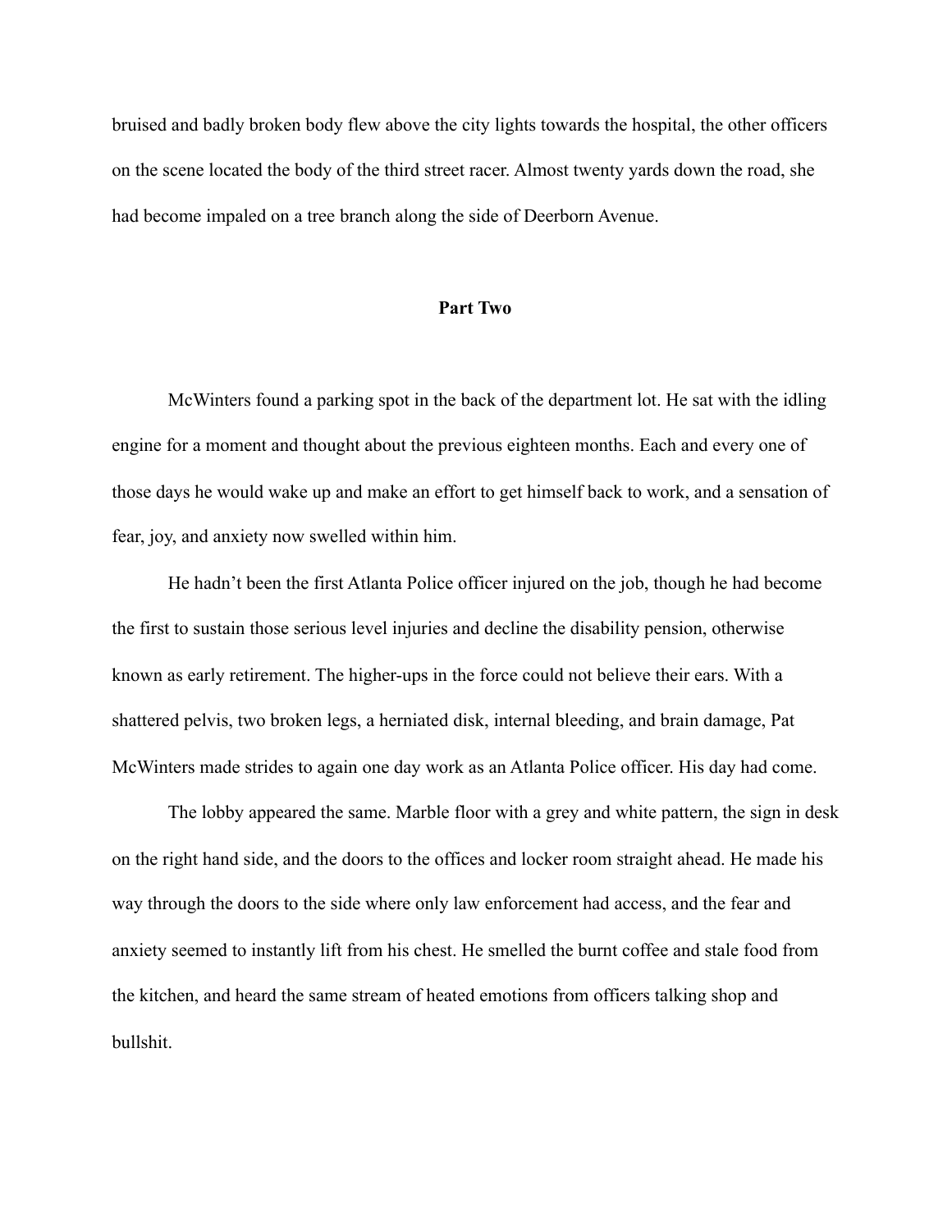bruised and badly broken body flew above the city lights towards the hospital, the other officers on the scene located the body of the third street racer. Almost twenty yards down the road, she had become impaled on a tree branch along the side of Deerborn Avenue.

## Part Two

McWinters found a parking spot in the back of the department lot. He sat with the idling engine for a moment and thought about the previous eighteen months. Each and every one of those days he would wake up and make an effort to get himself back to work, and a sensation of fear, joy, and anxiety now swelled within him.

He hadn't been the first Atlanta Police officer injured on the job, though he had become the first to sustain those serious level injuries and decline the disability pension, otherwise known as early retirement. The higher-ups in the force could not believe their ears. With a shattered pelvis, two broken legs, a herniated disk, internal bleeding, and brain damage, Pat McWinters made strides to again one day work as an Atlanta Police officer. His day had come.

The lobby appeared the same. Marble floor with a grey and white pattern, the sign in desk on the right hand side, and the doors to the offices and locker room straight ahead. He made his way through the doors to the side where only law enforcement had access, and the fear and anxiety seemed to instantly lift from his chest. He smelled the burnt coffee and stale food from the kitchen, and heard the same stream of heated emotions from officers talking shop and bullshit.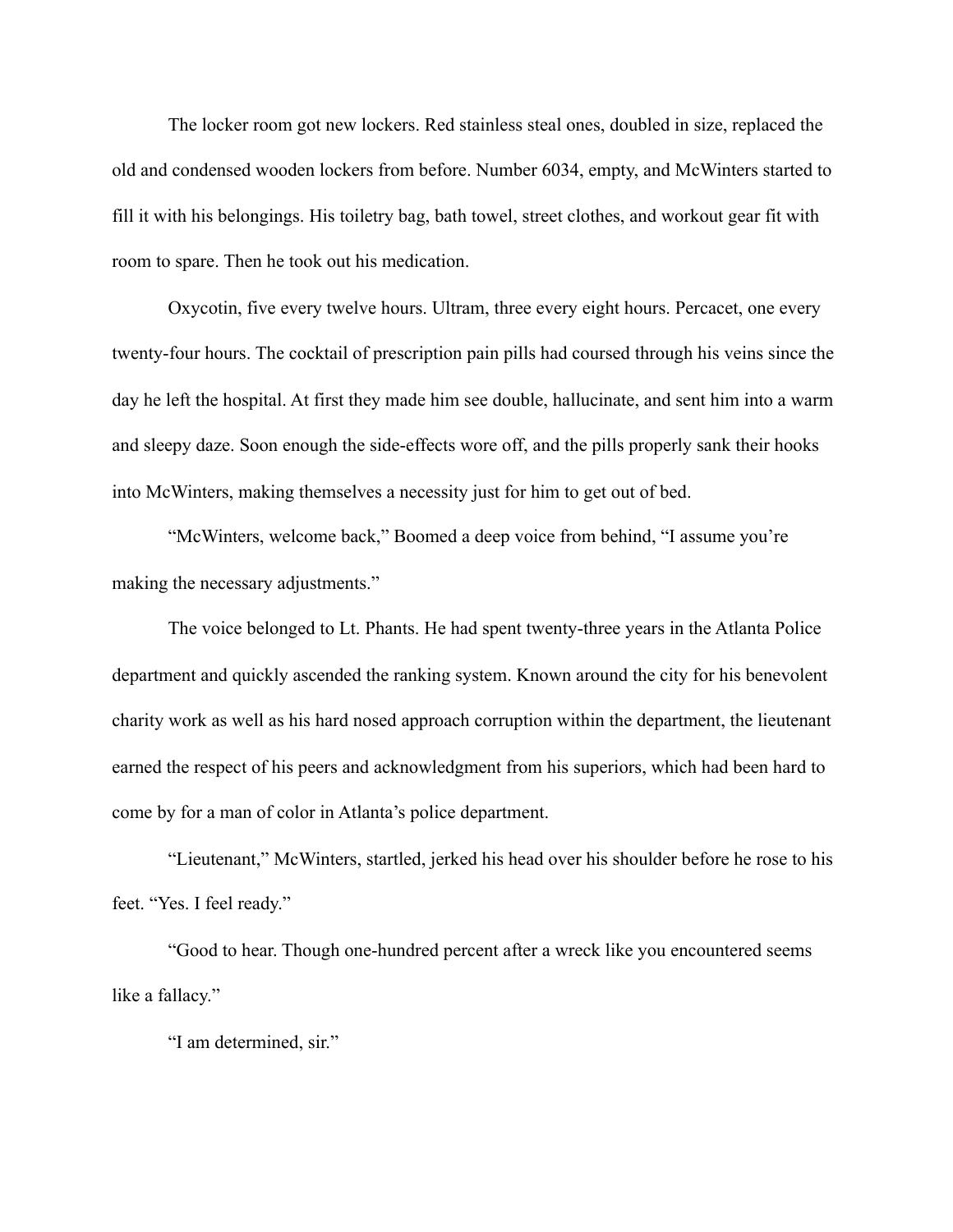The locker room got new lockers. Red stainless steal ones, doubled in size, replaced the old and condensed wooden lockers from before. Number 6034, empty, and McWinters started to fill it with his belongings. His toiletry bag, bath towel, street clothes, and workout gear fit with room to spare. Then he took out his medication.

Oxycotin, five every twelve hours. Ultram, three every eight hours. Percacet, one every twenty-four hours. The cocktail of prescription pain pills had coursed through his veins since the day he left the hospital. At first they made him see double, hallucinate, and sent him into a warm and sleepy daze. Soon enough the side-effects wore off, and the pills properly sank their hooks into McWinters, making themselves a necessity just for him to get out of bed.

"McWinters, welcome back," Boomed a deep voice from behind, "I assume you're making the necessary adjustments."

The voice belonged to Lt. Phants. He had spent twenty-three years in the Atlanta Police department and quickly ascended the ranking system. Known around the city for his benevolent charity work as well as his hard nosed approach corruption within the department, the lieutenant earned the respect of his peers and acknowledgment from his superiors, which had been hard to come by for a man of color in Atlanta's police department.

"Lieutenant," McWinters, startled, jerked his head over his shoulder before he rose to his feet. "Yes. I feel ready."

"Good to hear. Though one-hundred percent after a wreck like you encountered seems like a fallacy."

"I am determined, sir."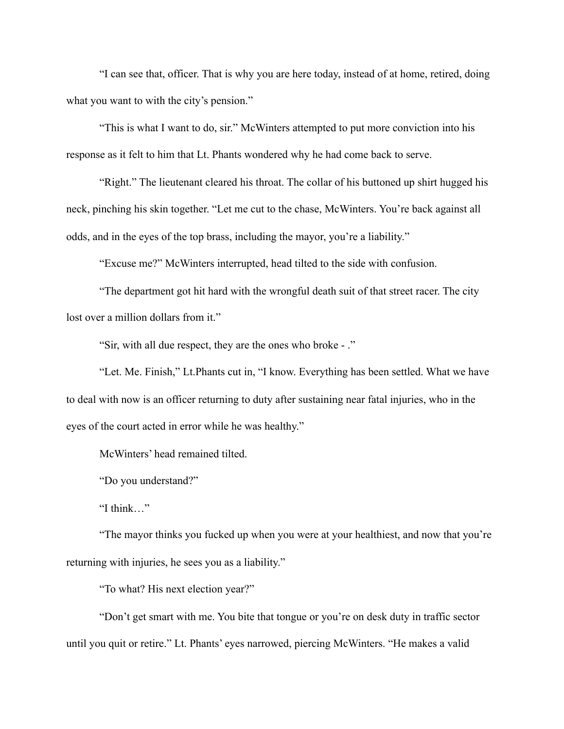“I can see that, officer. That is why you are here today, instead of at home, retired, doing what you want to with the city’s pension.”

“This is what I want to do, sir.” McWinters attempted to put more conviction into his response as it felt to him that Lt. Phants wondered why he had come back to serve.

“Right.” The lieutenant cleared his throat. The collar of his buttoned up shirt hugged his neck, pinching his skin together. “Let me cut to the chase, McWinters. You’re back against all odds, and in the eyes of the top brass, including the mayor, you’re a liability.”

“Excuse me?” McWinters interrupted, head tilted to the side with confusion.

“The department got hit hard with the wrongful death suit of that street racer. The city lost over a million dollars from it.”

“Sir, with all due respect, they are the ones who broke - .”

“Let. Me. Finish,” Lt.Phants cut in, “I know. Everything has been settled. What we have to deal with now is an officer returning to duty after sustaining near fatal injuries, who in the eyes of the court acted in error while he was healthy.”

McWinters’ head remained tilted.

“Do you understand?”

“I think…”

“The mayor thinks you fucked up when you were at your healthiest, and now that you’re returning with injuries, he sees you as a liability.”

“To what? His next election year?”

“Don’t get smart with me. You bite that tongue or you’re on desk duty in traffic sector until you quit or retire.” Lt. Phants’ eyes narrowed, piercing McWinters. “He makes a valid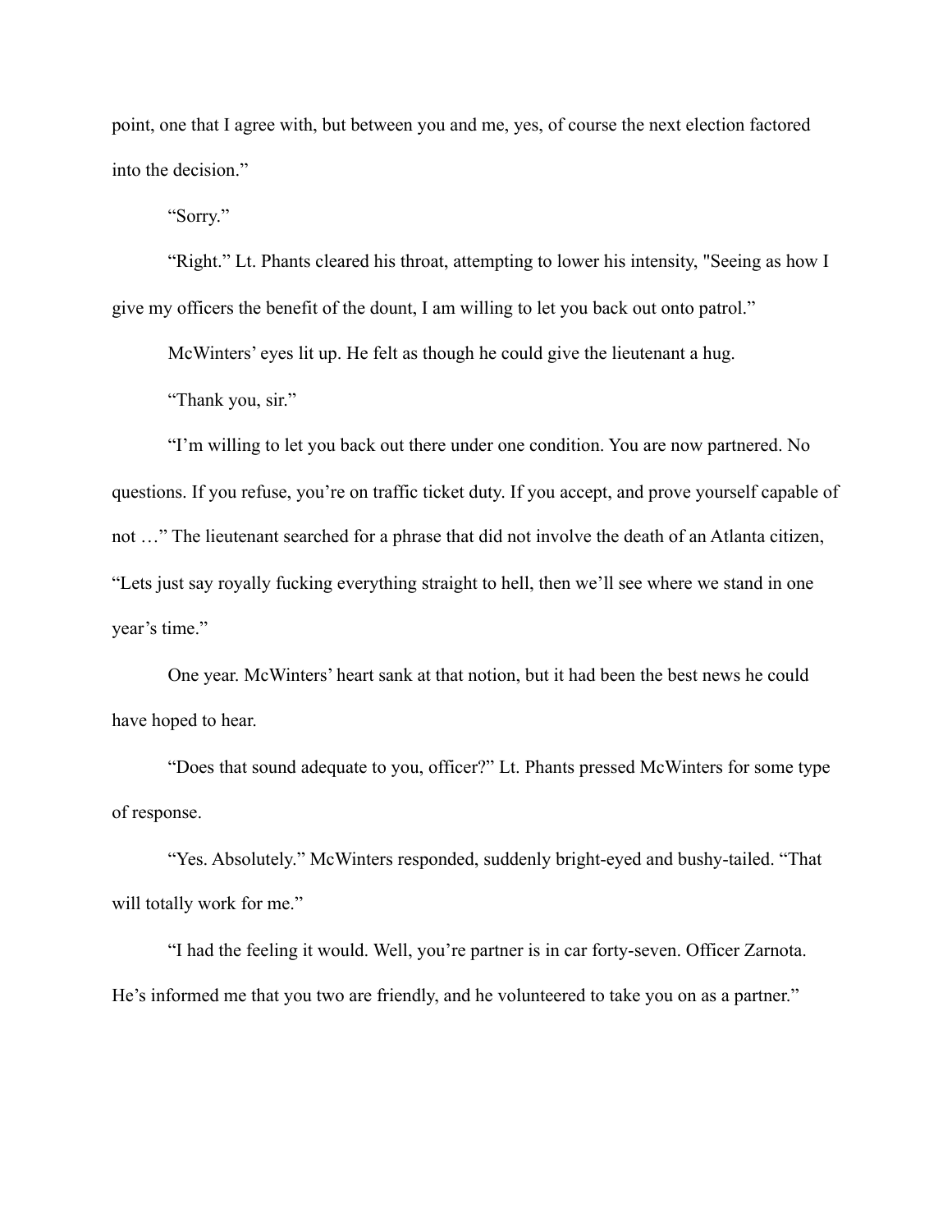point, one that I agree with, but between you and me, yes, of course the next election factored into the decision."

"Sorry."

"Right." Lt. Phants cleared his throat, attempting to lower his intensity, "Seeing as how I give my officers the benefit of the dount, I am willing to let you back out onto patrol."

McWinters' eyes lit up. He felt as though he could give the lieutenant a hug.

"Thank you, sir."

"I'm willing to let you back out there under one condition. You are now partnered. No questions. If you refuse, you're on traffic ticket duty. If you accept, and prove yourself capable of not …" The lieutenant searched for a phrase that did not involve the death of an Atlanta citizen, "Lets just say royally fucking everything straight to hell, then we'll see where we stand in one year's time."

One year. McWinters' heart sank at that notion, but it had been the best news he could have hoped to hear.

"Does that sound adequate to you, officer?" Lt. Phants pressed McWinters for some type of response.

"Yes. Absolutely." McWinters responded, suddenly bright-eyed and bushy-tailed. "That will totally work for me."

"I had the feeling it would. Well, you're partner is in car forty-seven. Officer Zarnota. He's informed me that you two are friendly, and he volunteered to take you on as a partner."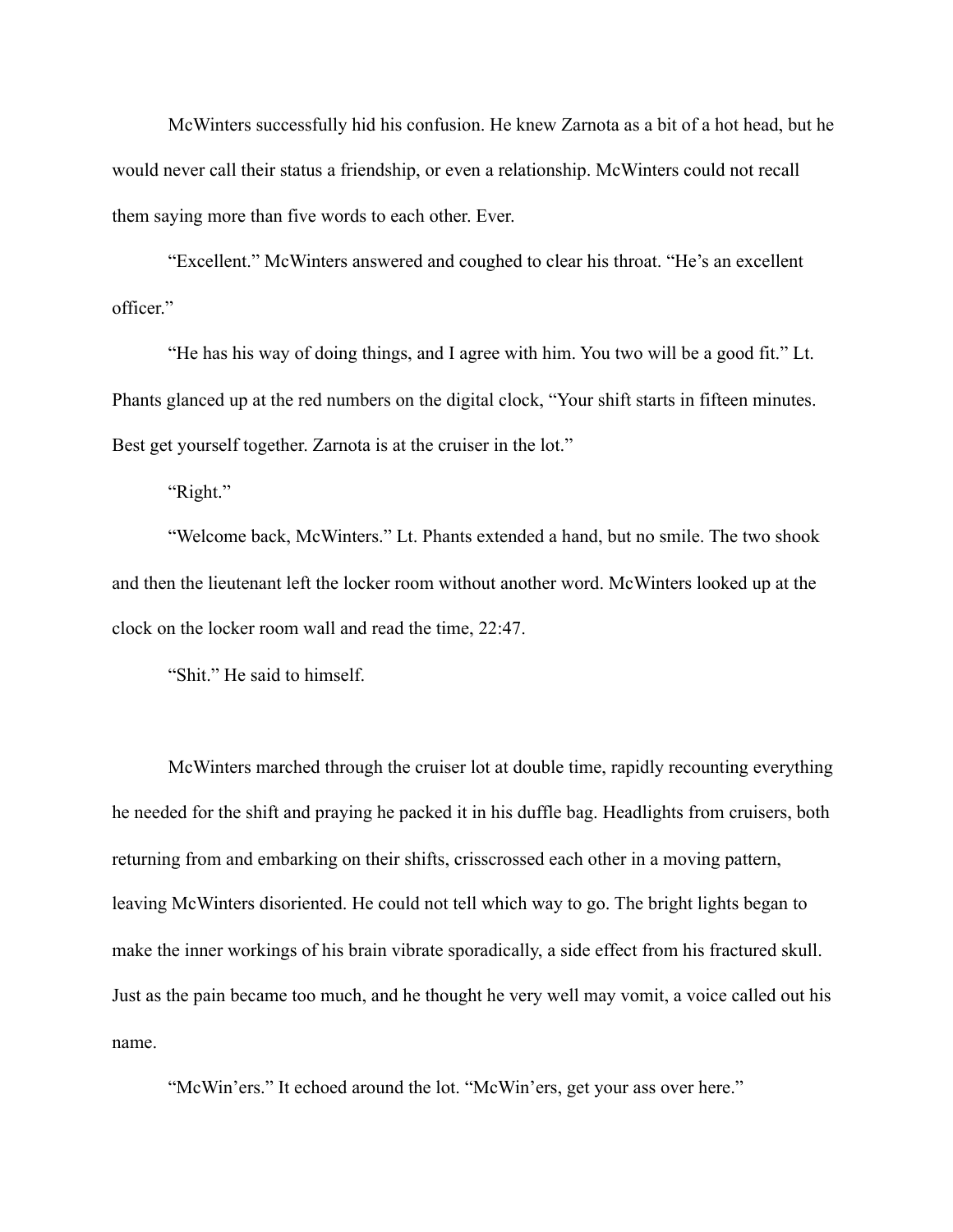McWinters successfully hid his confusion. He knew Zarnota as a bit of a hot head, but he would never call their status a friendship, or even a relationship. McWinters could not recall them saying more than five words to each other. Ever.

"Excellent." McWinters answered and coughed to clear his throat. "He's an excellent officer."

"He has his way of doing things, and I agree with him. You two will be a good fit." Lt. Phants glanced up at the red numbers on the digital clock, "Your shift starts in fifteen minutes. Best get yourself together. Zarnota is at the cruiser in the lot."

"Right."

"Welcome back, McWinters." Lt. Phants extended a hand, but no smile. The two shook and then the lieutenant left the locker room without another word. McWinters looked up at the clock on the locker room wall and read the time, 22:47.

"Shit." He said to himself.

McWinters marched through the cruiser lot at double time, rapidly recounting everything he needed for the shift and praying he packed it in his duffle bag. Headlights from cruisers, both returning from and embarking on their shifts, crisscrossed each other in a moving pattern, leaving McWinters disoriented. He could not tell which way to go. The bright lights began to make the inner workings of his brain vibrate sporadically, a side effect from his fractured skull. Just as the pain became too much, and he thought he very well may vomit, a voice called out his name.

"McWin'ers." It echoed around the lot. "McWin'ers, get your ass over here."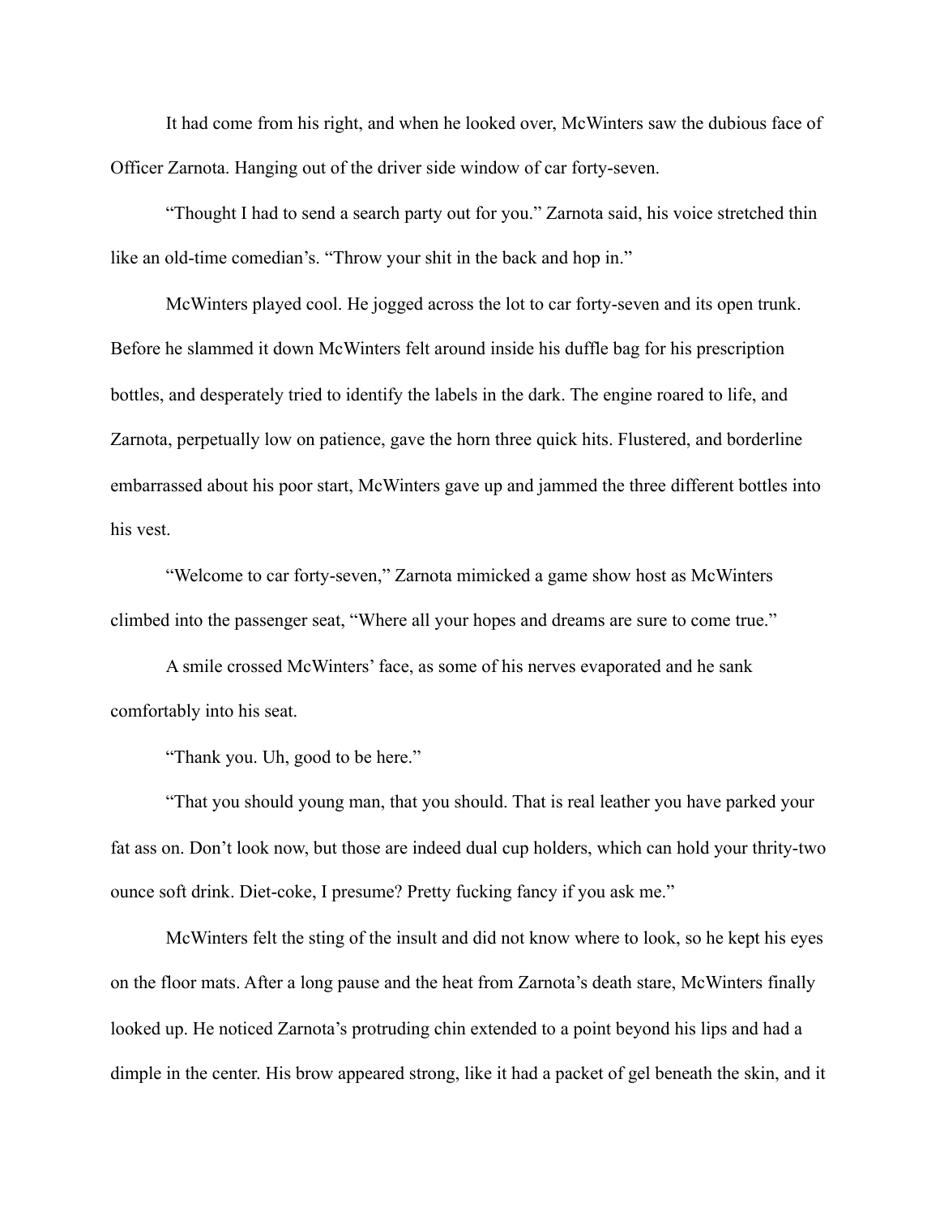It had come from his right, and when he looked over, McWinters saw the dubious face of Officer Zarnota. Hanging out of the driver side window of car forty-seven.

"Thought I had to send a search party out for you." Zarnota said, his voice stretched thin like an old-time comedian's. "Throw your shit in the back and hop in."

McWinters played cool. He jogged across the lot to car forty-seven and its open trunk. Before he slammed it down McWinters felt around inside his duffle bag for his prescription bottles, and desperately tried to identify the labels in the dark. The engine roared to life, and Zarnota, perpetually low on patience, gave the horn three quick hits. Flustered, and borderline embarrassed about his poor start, McWinters gave up and jammed the three different bottles into his vest.

"Welcome to car forty-seven," Zarnota mimicked a game show host as McWinters climbed into the passenger seat, "Where all your hopes and dreams are sure to come true."

A smile crossed McWinters' face, as some of his nerves evaporated and he sank comfortably into his seat.

"Thank you. Uh, good to be here."

"That you should young man, that you should. That is real leather you have parked your fat ass on. Don't look now, but those are indeed dual cup holders, which can hold your thrity-two ounce soft drink. Diet-coke, I presume? Pretty fucking fancy if you ask me."

McWinters felt the sting of the insult and did not know where to look, so he kept his eyes on the floor mats. After a long pause and the heat from Zarnota's death stare, McWinters finally looked up. He noticed Zarnota's protruding chin extended to a point beyond his lips and had a dimple in the center. His brow appeared strong, like it had a packet of gel beneath the skin, and it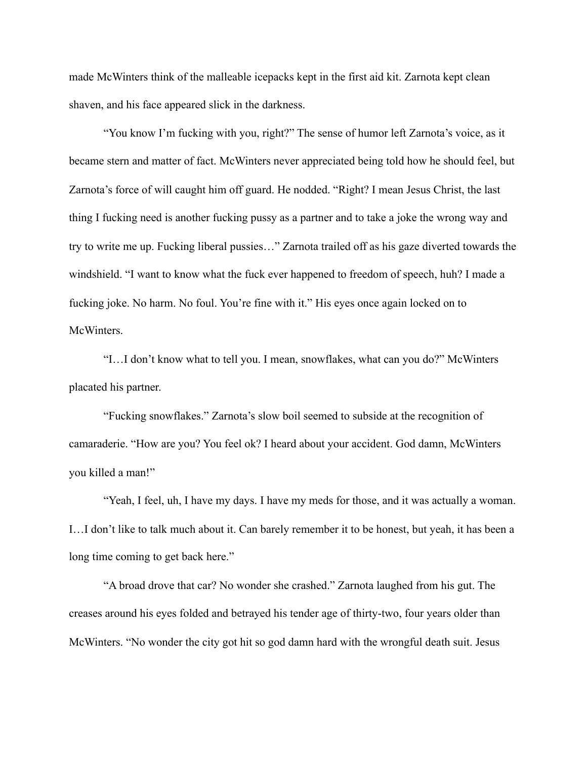made McWinters think of the malleable icepacks kept in the first aid kit. Zarnota kept clean shaven, and his face appeared slick in the darkness.

"You know I'm fucking with you, right?" The sense of humor left Zarnota's voice, as it became stern and matter of fact. McWinters never appreciated being told how he should feel, but Zarnota's force of will caught him off guard. He nodded. "Right? I mean Jesus Christ, the last thing I fucking need is another fucking pussy as a partner and to take a joke the wrong way and try to write me up. Fucking liberal pussies…" Zarnota trailed off as his gaze diverted towards the windshield. "I want to know what the fuck ever happened to freedom of speech, huh? I made a fucking joke. No harm. No foul. You're fine with it." His eyes once again locked on to McWinters.

"I…I don't know what to tell you. I mean, snowflakes, what can you do?" McWinters placated his partner.

"Fucking snowflakes." Zarnota's slow boil seemed to subside at the recognition of camaraderie. "How are you? You feel ok? I heard about your accident. God damn, McWinters you killed a man!"

"Yeah, I feel, uh, I have my days. I have my meds for those, and it was actually a woman. I…I don't like to talk much about it. Can barely remember it to be honest, but yeah, it has been a long time coming to get back here."

"A broad drove that car? No wonder she crashed." Zarnota laughed from his gut. The creases around his eyes folded and betrayed his tender age of thirty-two, four years older than McWinters. "No wonder the city got hit so god damn hard with the wrongful death suit. Jesus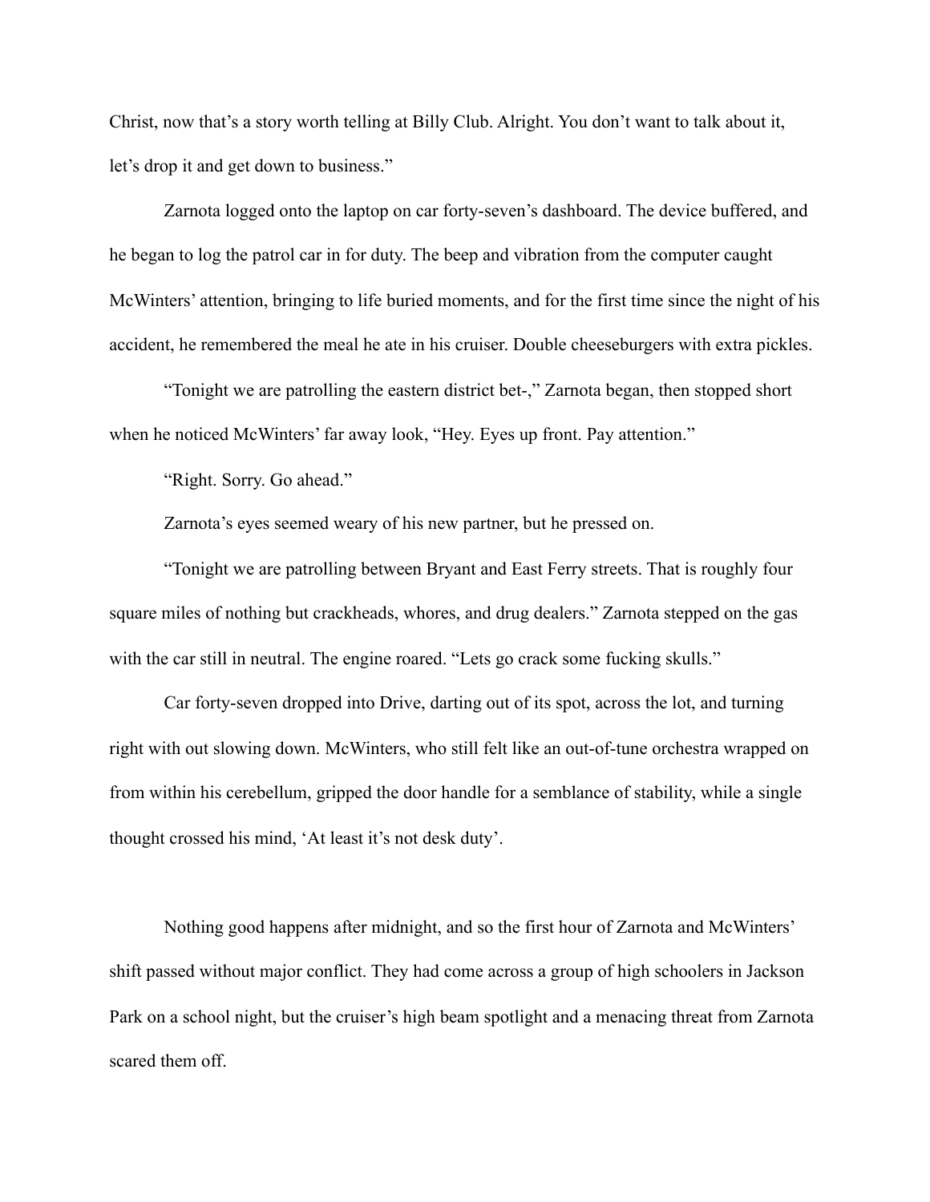Christ, now that's a story worth telling at Billy Club. Alright. You don't want to talk about it, let's drop it and get down to business."

Zarnota logged onto the laptop on car forty-seven's dashboard. The device buffered, and he began to log the patrol car in for duty. The beep and vibration from the computer caught McWinters' attention, bringing to life buried moments, and for the first time since the night of his accident, he remembered the meal he ate in his cruiser. Double cheeseburgers with extra pickles.

"Tonight we are patrolling the eastern district bet-," Zarnota began, then stopped short when he noticed McWinters' far away look, "Hey. Eyes up front. Pay attention."

"Right. Sorry. Go ahead."

Zarnota's eyes seemed weary of his new partner, but he pressed on.

"Tonight we are patrolling between Bryant and East Ferry streets. That is roughly four square miles of nothing but crackheads, whores, and drug dealers." Zarnota stepped on the gas with the car still in neutral. The engine roared. "Lets go crack some fucking skulls."

Car forty-seven dropped into Drive, darting out of its spot, across the lot, and turning right with out slowing down. McWinters, who still felt like an out-of-tune orchestra wrapped on from within his cerebellum, gripped the door handle for a semblance of stability, while a single thought crossed his mind, 'At least it's not desk duty'.

Nothing good happens after midnight, and so the first hour of Zarnota and McWinters' shift passed without major conflict. They had come across a group of high schoolers in Jackson Park on a school night, but the cruiser's high beam spotlight and a menacing threat from Zarnota scared them off.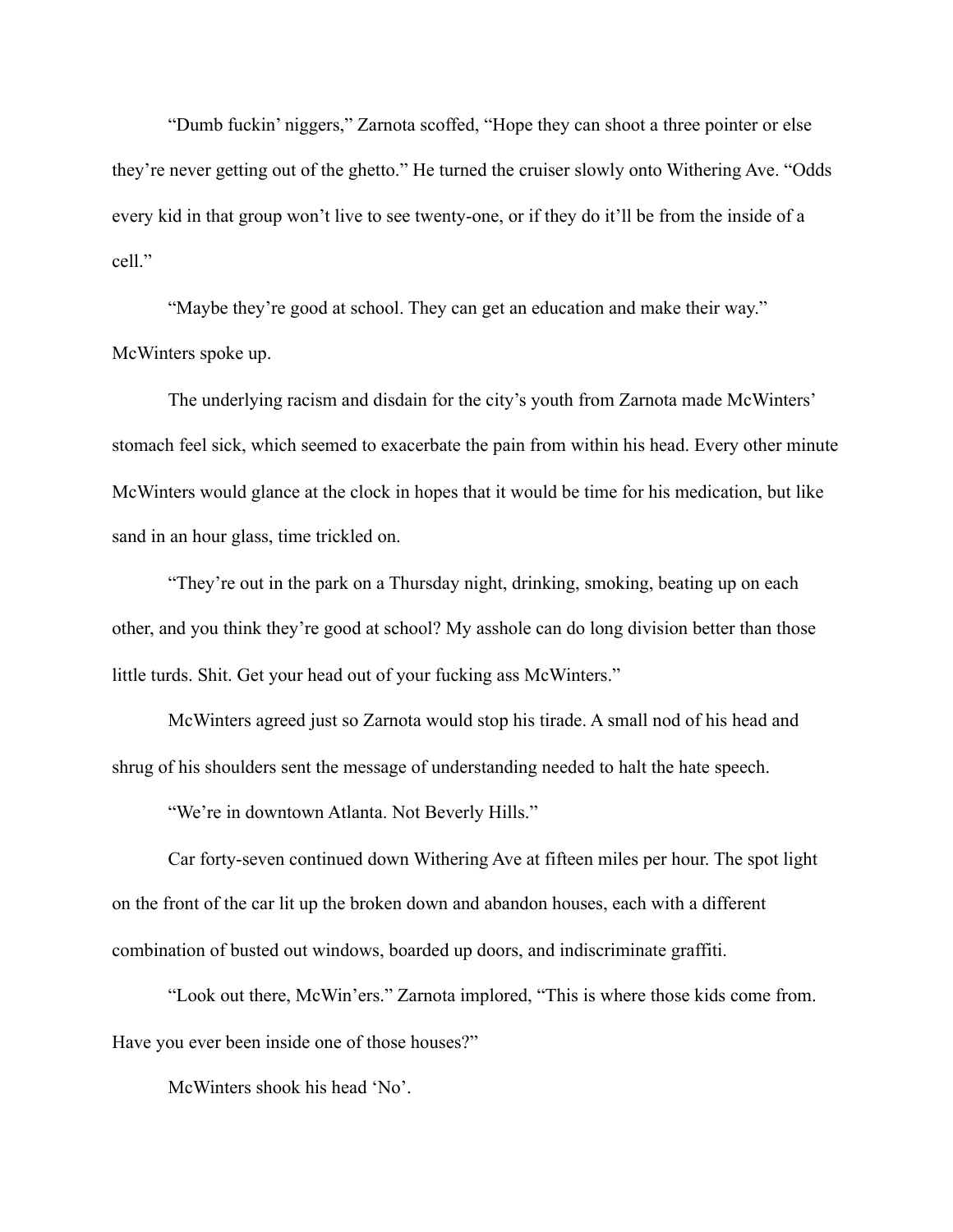"Dumb fuckin' niggers," Zarnota scoffed, "Hope they can shoot a three pointer or else they're never getting out of the ghetto." He turned the cruiser slowly onto Withering Ave. "Odds every kid in that group won't live to see twenty-one, or if they do it'll be from the inside of a cell."

"Maybe they're good at school. They can get an education and make their way." McWinters spoke up.

The underlying racism and disdain for the city's youth from Zarnota made McWinters' stomach feel sick, which seemed to exacerbate the pain from within his head. Every other minute McWinters would glance at the clock in hopes that it would be time for his medication, but like sand in an hour glass, time trickled on.

"They're out in the park on a Thursday night, drinking, smoking, beating up on each other, and you think they're good at school? My asshole can do long division better than those little turds. Shit. Get your head out of your fucking ass McWinters."

McWinters agreed just so Zarnota would stop his tirade. A small nod of his head and shrug of his shoulders sent the message of understanding needed to halt the hate speech.

"We're in downtown Atlanta. Not Beverly Hills."

Car forty-seven continued down Withering Ave at fifteen miles per hour. The spot light on the front of the car lit up the broken down and abandon houses, each with a different combination of busted out windows, boarded up doors, and indiscriminate graffiti.

"Look out there, McWin'ers." Zarnota implored, "This is where those kids come from. Have you ever been inside one of those houses?"

McWinters shook his head 'No'.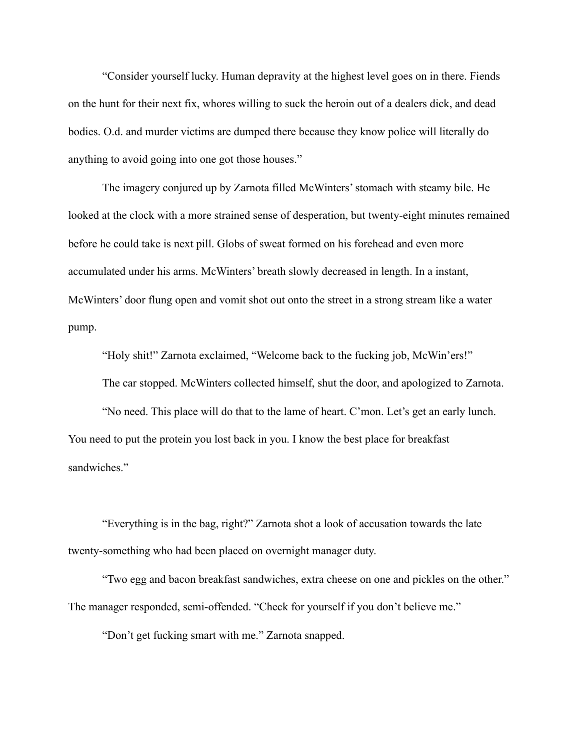"Consider yourself lucky. Human depravity at the highest level goes on in there. Fiends on the hunt for their next fix, whores willing to suck the heroin out of a dealers dick, and dead bodies. O.d. and murder victims are dumped there because they know police will literally do anything to avoid going into one got those houses."

The imagery conjured up by Zarnota filled McWinters' stomach with steamy bile. He looked at the clock with a more strained sense of desperation, but twenty-eight minutes remained before he could take is next pill. Globs of sweat formed on his forehead and even more accumulated under his arms. McWinters' breath slowly decreased in length. In a instant, McWinters' door flung open and vomit shot out onto the street in a strong stream like a water pump.

"Holy shit!" Zarnota exclaimed, "Welcome back to the fucking job, McWin'ers!"

The car stopped. McWinters collected himself, shut the door, and apologized to Zarnota.

"No need. This place will do that to the lame of heart. C'mon. Let's get an early lunch. You need to put the protein you lost back in you. I know the best place for breakfast sandwiches."

"Everything is in the bag, right?" Zarnota shot a look of accusation towards the late twenty-something who had been placed on overnight manager duty.

"Two egg and bacon breakfast sandwiches, extra cheese on one and pickles on the other." The manager responded, semi-offended. "Check for yourself if you don't believe me."

"Don't get fucking smart with me." Zarnota snapped.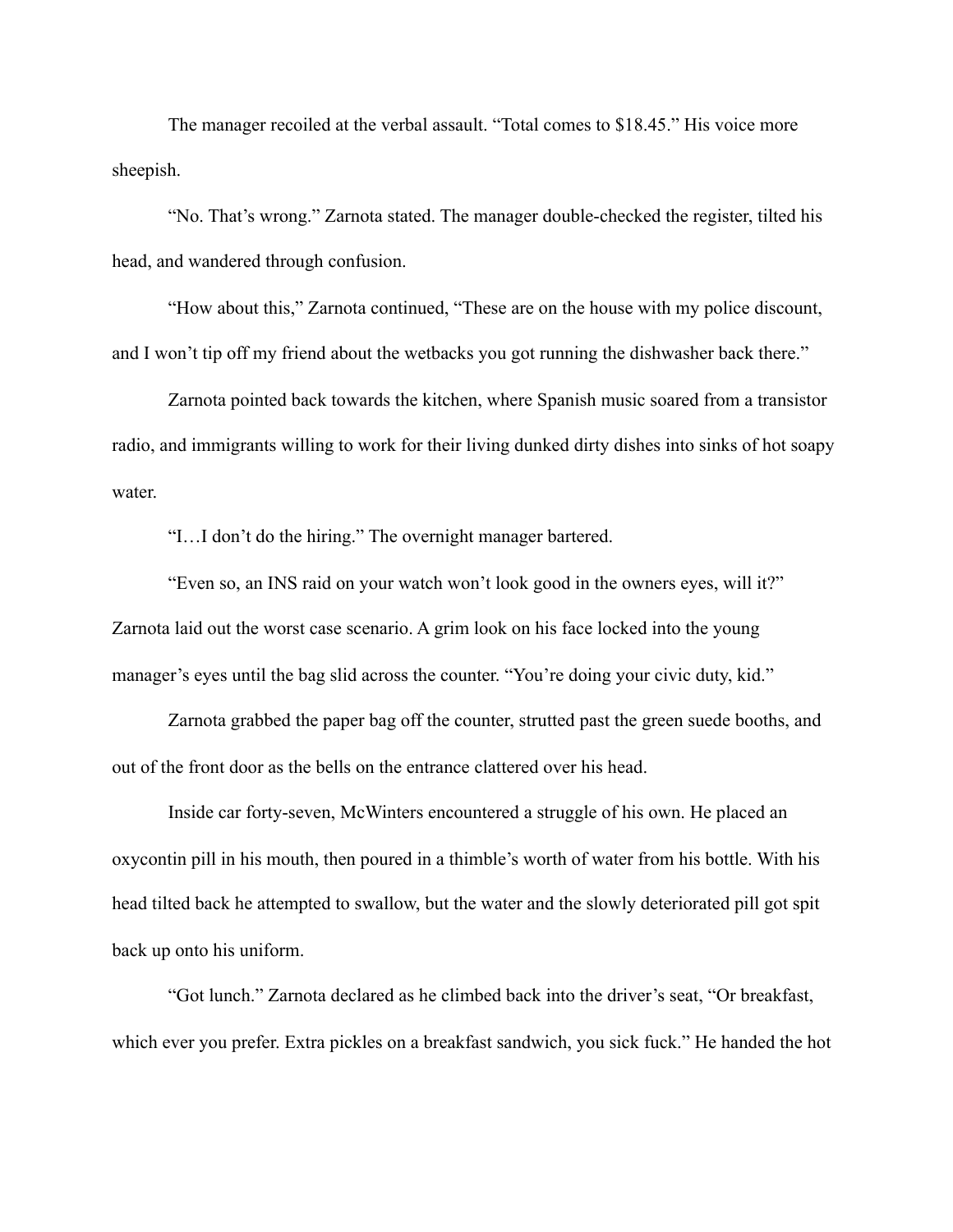The manager recoiled at the verbal assault. “Total comes to $18.45.” His voice more sheepish.

“No. That’s wrong.” Zarnota stated. The manager double-checked the register, tilted his head, and wandered through confusion.

“How about this,” Zarnota continued, “These are on the house with my police discount, and I won’t tip off my friend about the wetbacks you got running the dishwasher back there.”

Zarnota pointed back towards the kitchen, where Spanish music soared from a transistor radio, and immigrants willing to work for their living dunked dirty dishes into sinks of hot soapy water.

“I…I don’t do the hiring.” The overnight manager bartered.

“Even so, an INS raid on your watch won’t look good in the owners eyes, will it?” Zarnota laid out the worst case scenario. A grim look on his face locked into the young manager’s eyes until the bag slid across the counter. “You’re doing your civic duty, kid.”

Zarnota grabbed the paper bag off the counter, strutted past the green suede booths, and out of the front door as the bells on the entrance clattered over his head.

Inside car forty-seven, McWinters encountered a struggle of his own. He placed an oxycontin pill in his mouth, then poured in a thimble’s worth of water from his bottle. With his head tilted back he attempted to swallow, but the water and the slowly deteriorated pill got spit back up onto his uniform.

“Got lunch.” Zarnota declared as he climbed back into the driver’s seat, “Or breakfast, which ever you prefer. Extra pickles on a breakfast sandwich, you sick fuck.” He handed the hot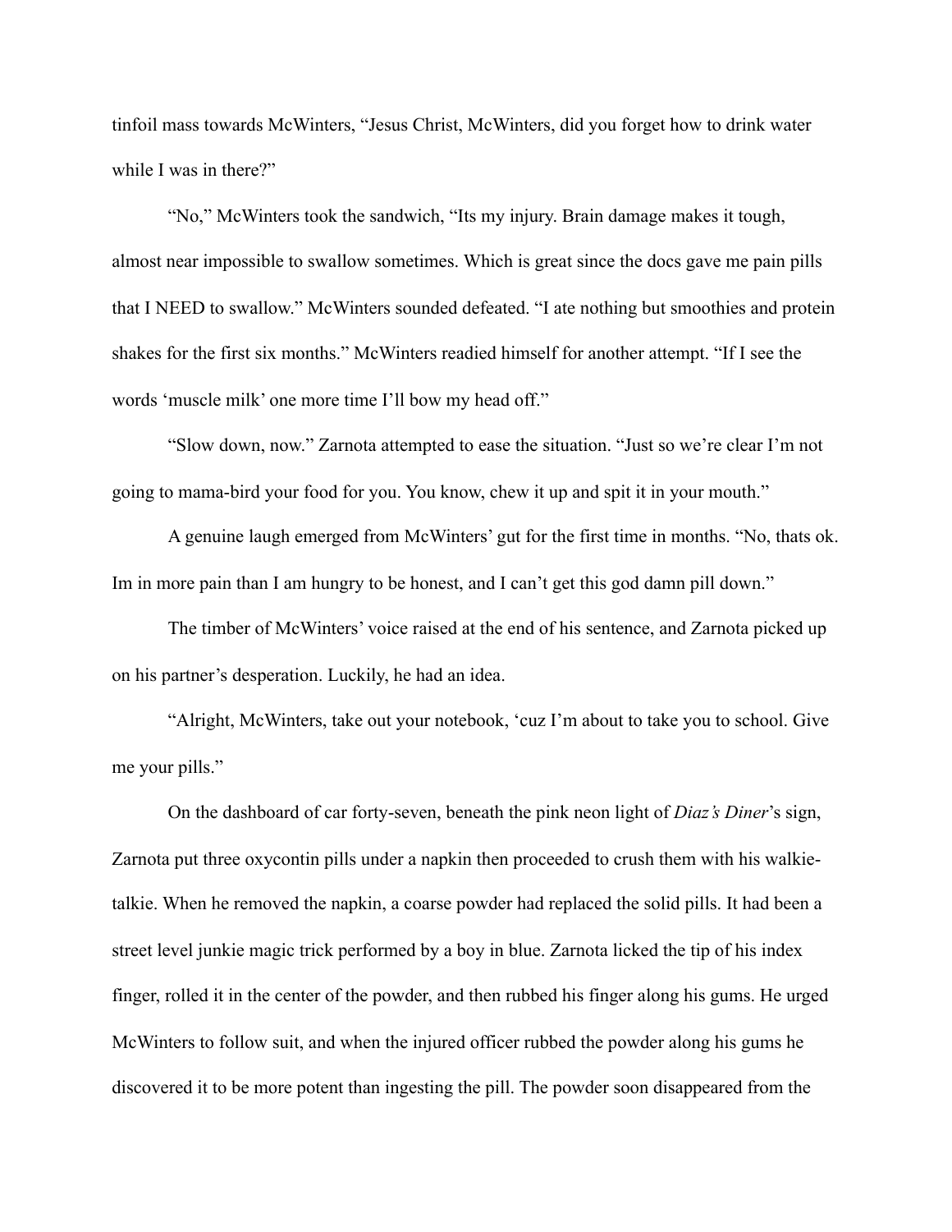tinfoil mass towards McWinters, "Jesus Christ, McWinters, did you forget how to drink water while I was in there?"

"No," McWinters took the sandwich, "Its my injury. Brain damage makes it tough, almost near impossible to swallow sometimes. Which is great since the docs gave me pain pills that I NEED to swallow." McWinters sounded defeated. "I ate nothing but smoothies and protein shakes for the first six months." McWinters readied himself for another attempt. "If I see the words 'muscle milk' one more time I'll bow my head off."

"Slow down, now." Zarnota attempted to ease the situation. "Just so we're clear I'm not going to mama-bird your food for you. You know, chew it up and spit it in your mouth."

A genuine laugh emerged from McWinters' gut for the first time in months. "No, thats ok. Im in more pain than I am hungry to be honest, and I can't get this god damn pill down."

The timber of McWinters' voice raised at the end of his sentence, and Zarnota picked up on his partner's desperation. Luckily, he had an idea.

"Alright, McWinters, take out your notebook, 'cuz I'm about to take you to school. Give me your pills."

On the dashboard of car forty-seven, beneath the pink neon light of *Diaz's Diner*'s sign, Zarnota put three oxycontin pills under a napkin then proceeded to crush them with his walkie-talkie. When he removed the napkin, a coarse powder had replaced the solid pills. It had been a street level junkie magic trick performed by a boy in blue. Zarnota licked the tip of his index finger, rolled it in the center of the powder, and then rubbed his finger along his gums. He urged McWinters to follow suit, and when the injured officer rubbed the powder along his gums he discovered it to be more potent than ingesting the pill. The powder soon disappeared from the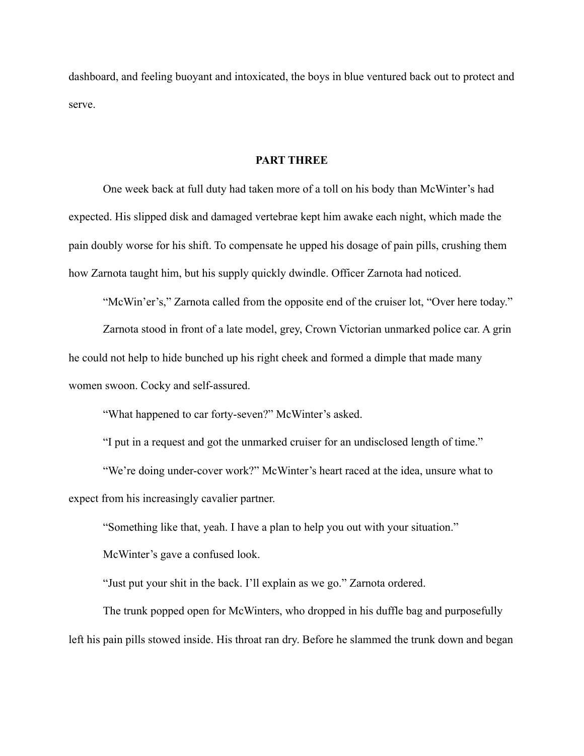dashboard, and feeling buoyant and intoxicated, the boys in blue ventured back out to protect and serve.

## PART THREE

One week back at full duty had taken more of a toll on his body than McWinter's had expected. His slipped disk and damaged vertebrae kept him awake each night, which made the pain doubly worse for his shift. To compensate he upped his dosage of pain pills, crushing them how Zarnota taught him, but his supply quickly dwindle. Officer Zarnota had noticed.

"McWin'er's," Zarnota called from the opposite end of the cruiser lot, "Over here today."

Zarnota stood in front of a late model, grey, Crown Victorian unmarked police car. A grin he could not help to hide bunched up his right cheek and formed a dimple that made many women swoon. Cocky and self-assured.

"What happened to car forty-seven?" McWinter's asked.

"I put in a request and got the unmarked cruiser for an undisclosed length of time."

"We're doing under-cover work?" McWinter's heart raced at the idea, unsure what to expect from his increasingly cavalier partner.

"Something like that, yeah. I have a plan to help you out with your situation."

McWinter's gave a confused look.

"Just put your shit in the back. I'll explain as we go." Zarnota ordered.

The trunk popped open for McWinters, who dropped in his duffle bag and purposefully left his pain pills stowed inside. His throat ran dry. Before he slammed the trunk down and began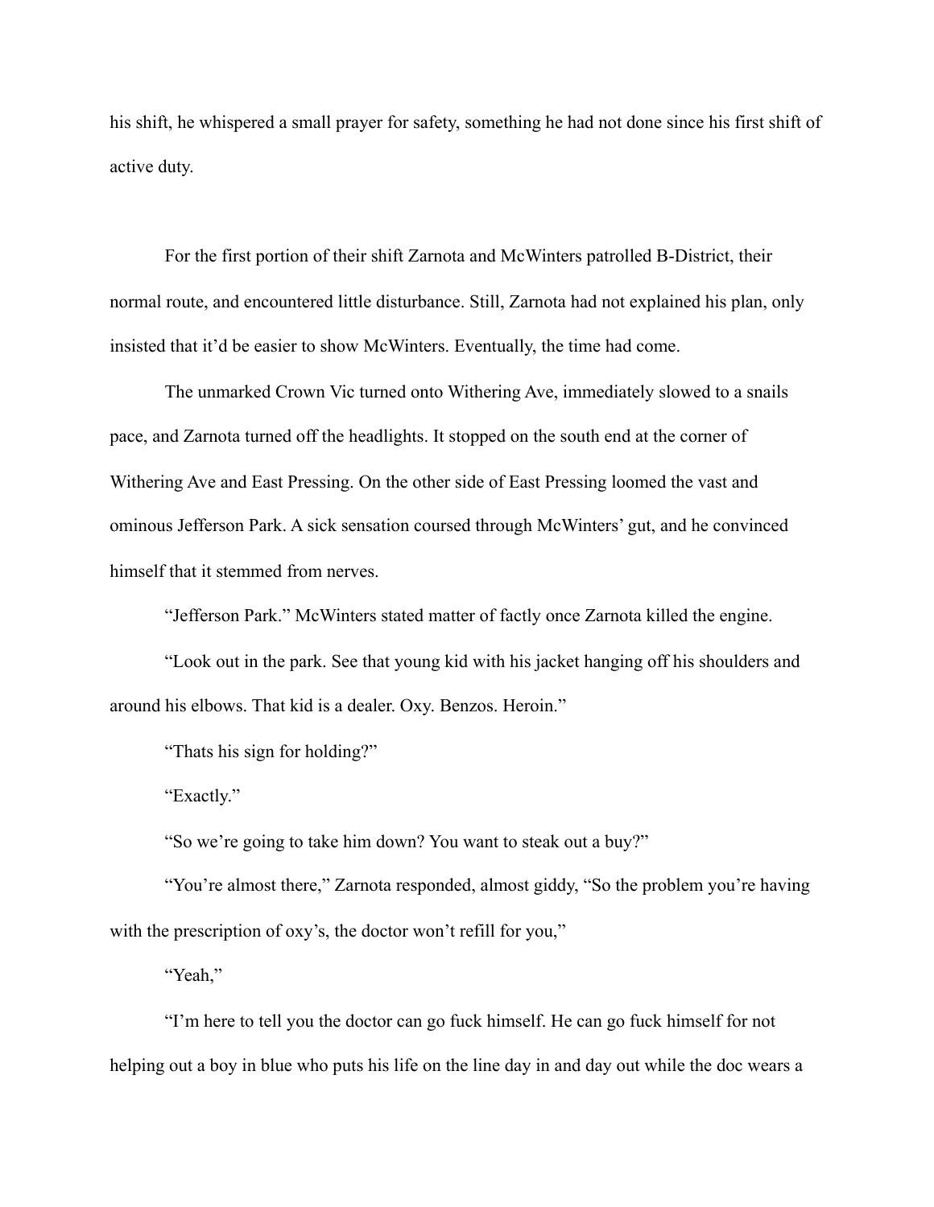his shift, he whispered a small prayer for safety, something he had not done since his first shift of active duty.

For the first portion of their shift Zarnota and McWinters patrolled B-District, their normal route, and encountered little disturbance. Still, Zarnota had not explained his plan, only insisted that it'd be easier to show McWinters. Eventually, the time had come.

The unmarked Crown Vic turned onto Withering Ave, immediately slowed to a snails pace, and Zarnota turned off the headlights. It stopped on the south end at the corner of Withering Ave and East Pressing. On the other side of East Pressing loomed the vast and ominous Jefferson Park. A sick sensation coursed through McWinters' gut, and he convinced himself that it stemmed from nerves.

"Jefferson Park." McWinters stated matter of factly once Zarnota killed the engine.

"Look out in the park. See that young kid with his jacket hanging off his shoulders and around his elbows. That kid is a dealer. Oxy. Benzos. Heroin."

"Thats his sign for holding?"

"Exactly."

"So we're going to take him down? You want to steak out a buy?"

"You're almost there," Zarnota responded, almost giddy, "So the problem you're having with the prescription of oxy's, the doctor won't refill for you,"

"Yeah,"

"I'm here to tell you the doctor can go fuck himself. He can go fuck himself for not helping out a boy in blue who puts his life on the line day in and day out while the doc wears a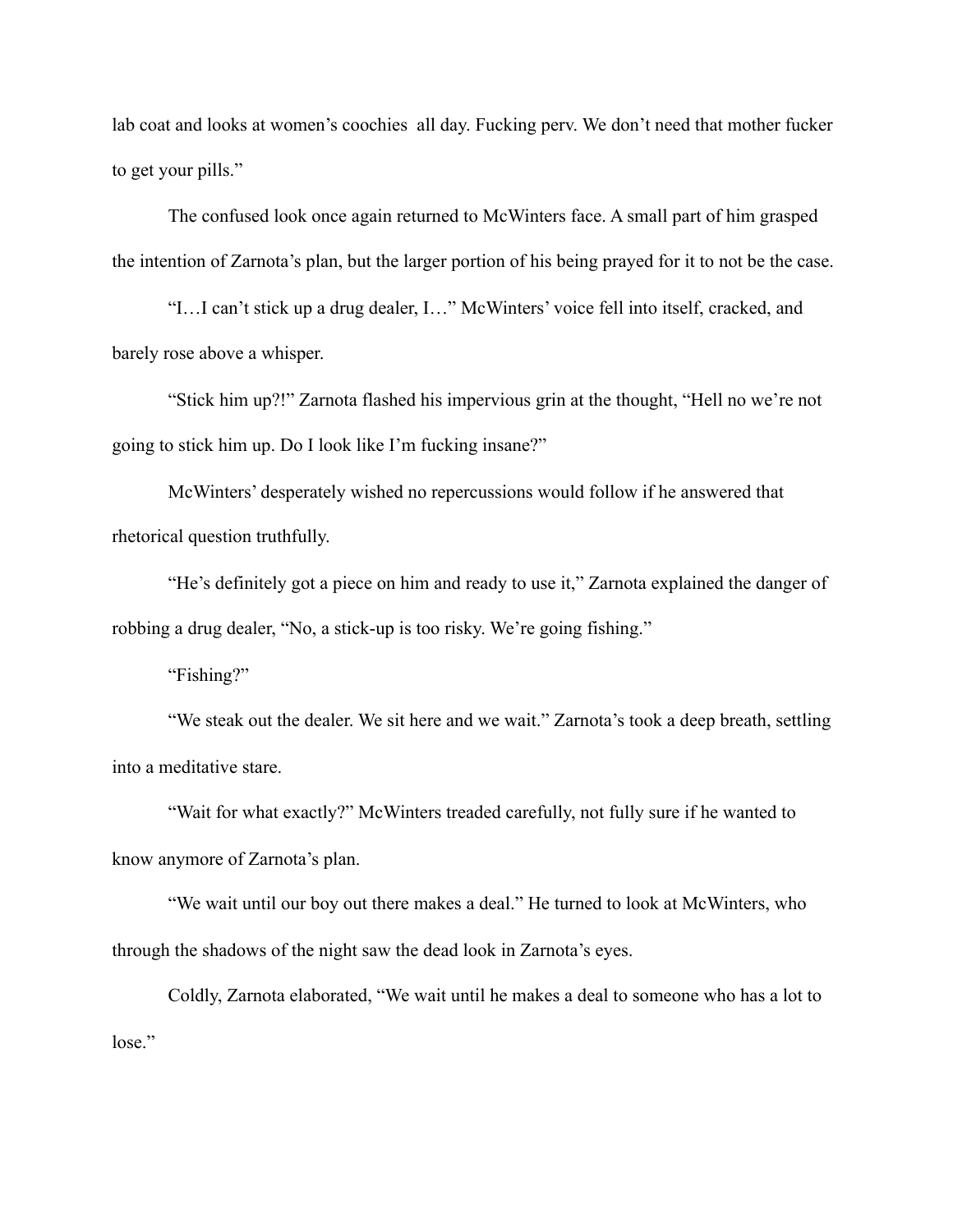lab coat and looks at women's coochies  all day. Fucking perv. We don't need that mother fucker to get your pills."

The confused look once again returned to McWinters face. A small part of him grasped the intention of Zarnota's plan, but the larger portion of his being prayed for it to not be the case.

"I…I can't stick up a drug dealer, I…" McWinters' voice fell into itself, cracked, and barely rose above a whisper.

"Stick him up?!" Zarnota flashed his impervious grin at the thought, "Hell no we're not going to stick him up. Do I look like I'm fucking insane?"

McWinters' desperately wished no repercussions would follow if he answered that rhetorical question truthfully.

"He's definitely got a piece on him and ready to use it," Zarnota explained the danger of robbing a drug dealer, "No, a stick-up is too risky. We're going fishing."

"Fishing?"

"We steak out the dealer. We sit here and we wait." Zarnota's took a deep breath, settling into a meditative stare.

"Wait for what exactly?" McWinters treaded carefully, not fully sure if he wanted to know anymore of Zarnota's plan.

"We wait until our boy out there makes a deal." He turned to look at McWinters, who through the shadows of the night saw the dead look in Zarnota's eyes.

Coldly, Zarnota elaborated, "We wait until he makes a deal to someone who has a lot to lose."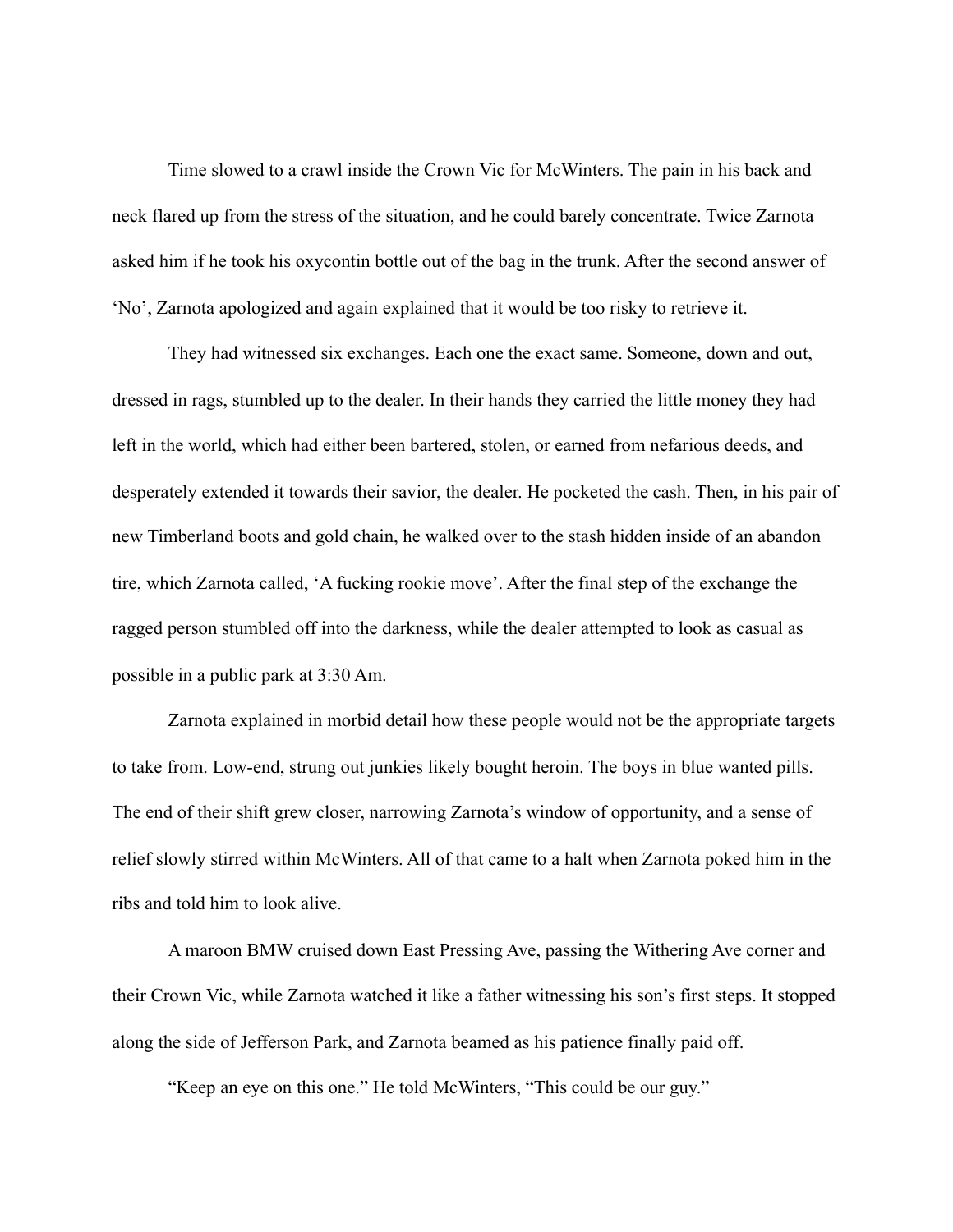Time slowed to a crawl inside the Crown Vic for McWinters. The pain in his back and neck flared up from the stress of the situation, and he could barely concentrate. Twice Zarnota asked him if he took his oxycontin bottle out of the bag in the trunk. After the second answer of 'No', Zarnota apologized and again explained that it would be too risky to retrieve it.

They had witnessed six exchanges. Each one the exact same. Someone, down and out, dressed in rags, stumbled up to the dealer. In their hands they carried the little money they had left in the world, which had either been bartered, stolen, or earned from nefarious deeds, and desperately extended it towards their savior, the dealer. He pocketed the cash. Then, in his pair of new Timberland boots and gold chain, he walked over to the stash hidden inside of an abandon tire, which Zarnota called, 'A fucking rookie move'. After the final step of the exchange the ragged person stumbled off into the darkness, while the dealer attempted to look as casual as possible in a public park at 3:30 Am.

Zarnota explained in morbid detail how these people would not be the appropriate targets to take from. Low-end, strung out junkies likely bought heroin. The boys in blue wanted pills. The end of their shift grew closer, narrowing Zarnota's window of opportunity, and a sense of relief slowly stirred within McWinters. All of that came to a halt when Zarnota poked him in the ribs and told him to look alive.

A maroon BMW cruised down East Pressing Ave, passing the Withering Ave corner and their Crown Vic, while Zarnota watched it like a father witnessing his son's first steps. It stopped along the side of Jefferson Park, and Zarnota beamed as his patience finally paid off.

"Keep an eye on this one." He told McWinters, "This could be our guy."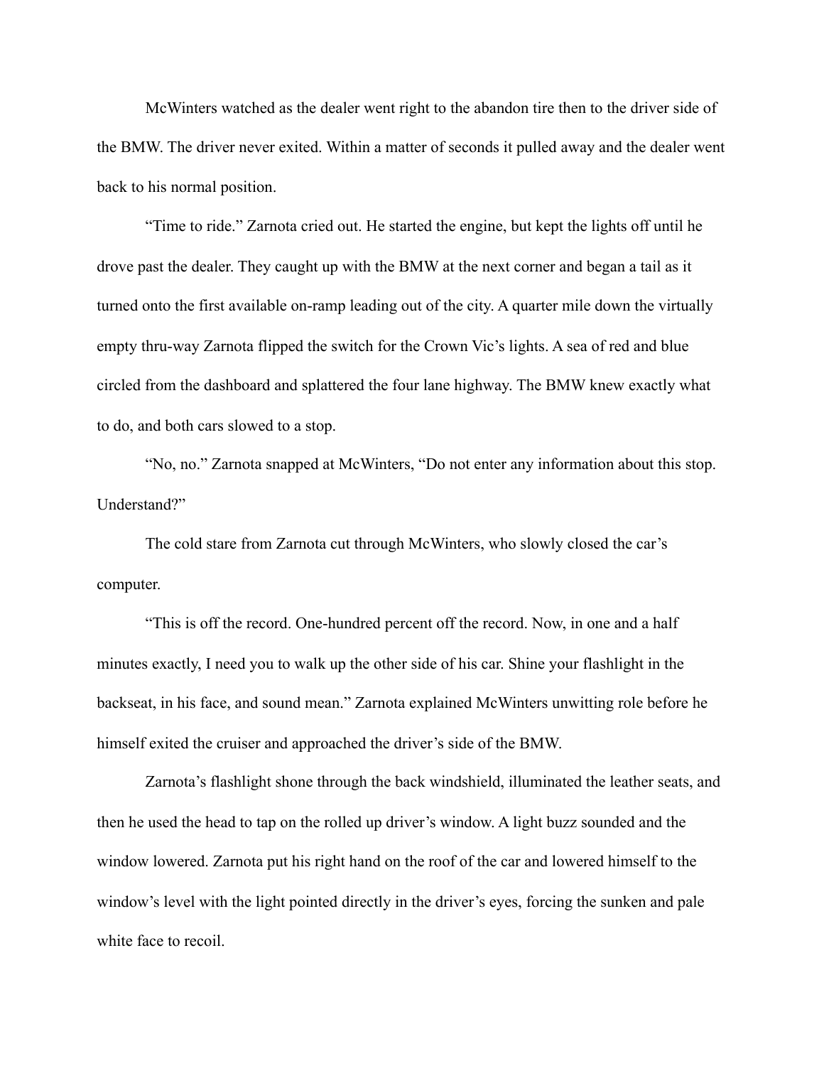McWinters watched as the dealer went right to the abandon tire then to the driver side of the BMW. The driver never exited. Within a matter of seconds it pulled away and the dealer went back to his normal position.

"Time to ride." Zarnota cried out. He started the engine, but kept the lights off until he drove past the dealer. They caught up with the BMW at the next corner and began a tail as it turned onto the first available on-ramp leading out of the city. A quarter mile down the virtually empty thru-way Zarnota flipped the switch for the Crown Vic's lights. A sea of red and blue circled from the dashboard and splattered the four lane highway. The BMW knew exactly what to do, and both cars slowed to a stop.

"No, no." Zarnota snapped at McWinters, "Do not enter any information about this stop. Understand?"

The cold stare from Zarnota cut through McWinters, who slowly closed the car's computer.

"This is off the record. One-hundred percent off the record. Now, in one and a half minutes exactly, I need you to walk up the other side of his car. Shine your flashlight in the backseat, in his face, and sound mean." Zarnota explained McWinters unwitting role before he himself exited the cruiser and approached the driver's side of the BMW.

Zarnota's flashlight shone through the back windshield, illuminated the leather seats, and then he used the head to tap on the rolled up driver's window. A light buzz sounded and the window lowered. Zarnota put his right hand on the roof of the car and lowered himself to the window's level with the light pointed directly in the driver's eyes, forcing the sunken and pale white face to recoil.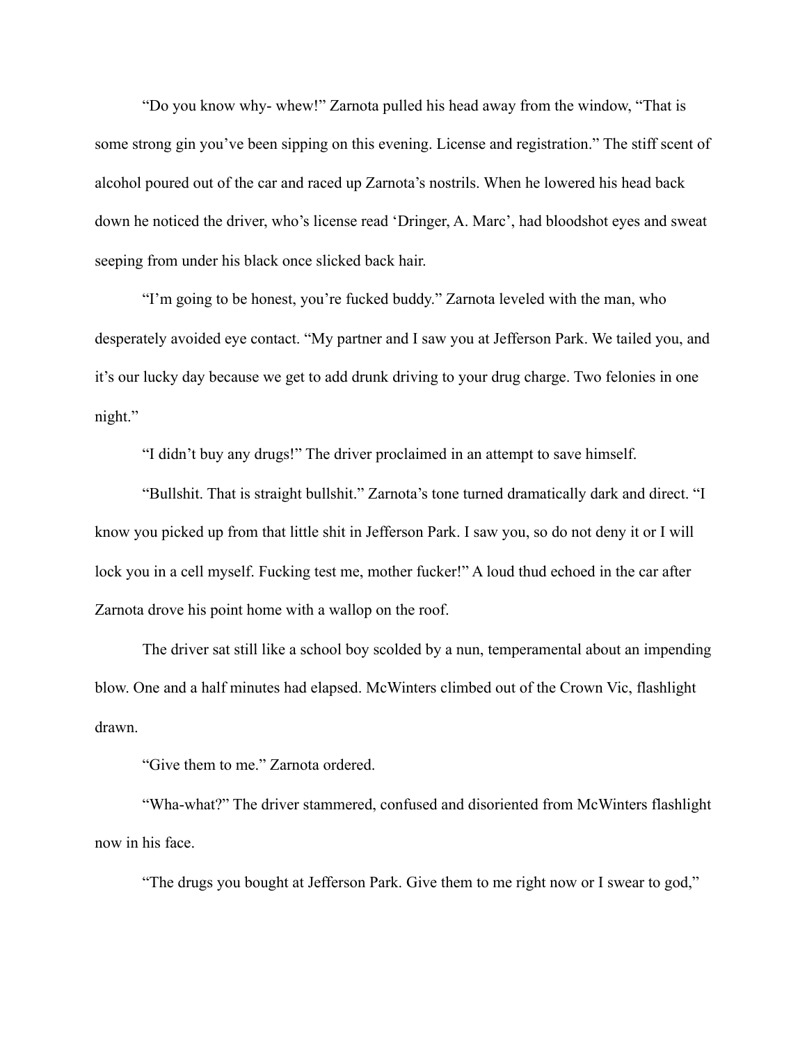"Do you know why- whew!" Zarnota pulled his head away from the window, "That is some strong gin you've been sipping on this evening. License and registration." The stiff scent of alcohol poured out of the car and raced up Zarnota's nostrils. When he lowered his head back down he noticed the driver, who's license read 'Dringer, A. Marc', had bloodshot eyes and sweat seeping from under his black once slicked back hair.

"I'm going to be honest, you're fucked buddy." Zarnota leveled with the man, who desperately avoided eye contact. "My partner and I saw you at Jefferson Park. We tailed you, and it's our lucky day because we get to add drunk driving to your drug charge. Two felonies in one night."

"I didn't buy any drugs!" The driver proclaimed in an attempt to save himself.

"Bullshit. That is straight bullshit." Zarnota's tone turned dramatically dark and direct. "I know you picked up from that little shit in Jefferson Park. I saw you, so do not deny it or I will lock you in a cell myself. Fucking test me, mother fucker!" A loud thud echoed in the car after Zarnota drove his point home with a wallop on the roof.

The driver sat still like a school boy scolded by a nun, temperamental about an impending blow. One and a half minutes had elapsed. McWinters climbed out of the Crown Vic, flashlight drawn.

"Give them to me." Zarnota ordered.

"Wha-what?" The driver stammered, confused and disoriented from McWinters flashlight now in his face.

"The drugs you bought at Jefferson Park. Give them to me right now or I swear to god,"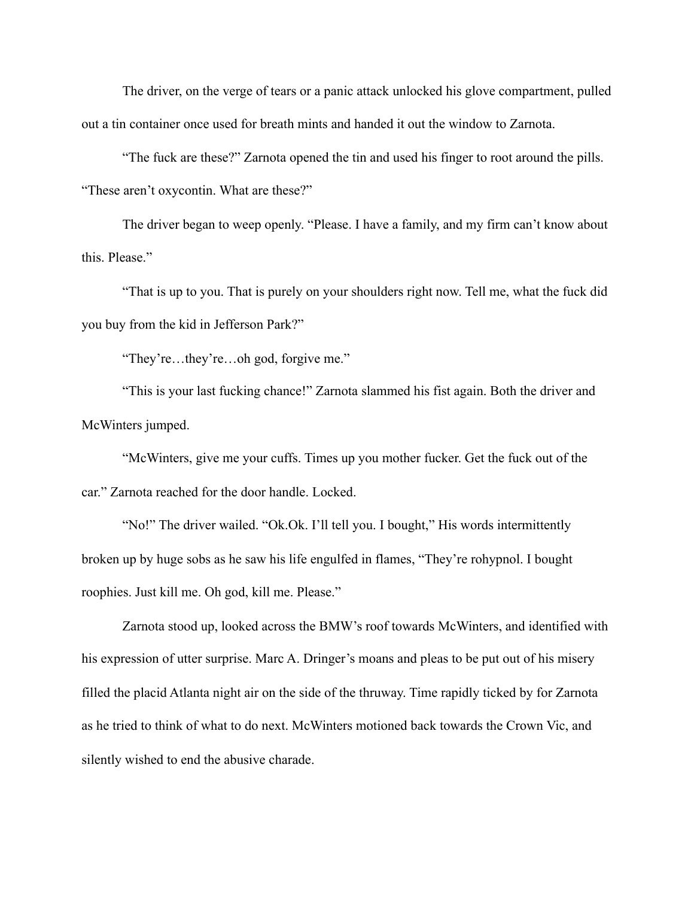The driver, on the verge of tears or a panic attack unlocked his glove compartment, pulled out a tin container once used for breath mints and handed it out the window to Zarnota.

"The fuck are these?" Zarnota opened the tin and used his finger to root around the pills. "These aren't oxycontin. What are these?"

The driver began to weep openly. "Please. I have a family, and my firm can't know about this. Please."

"That is up to you. That is purely on your shoulders right now. Tell me, what the fuck did you buy from the kid in Jefferson Park?"

"They're…they're…oh god, forgive me."

"This is your last fucking chance!" Zarnota slammed his fist again. Both the driver and McWinters jumped.

"McWinters, give me your cuffs. Times up you mother fucker. Get the fuck out of the car." Zarnota reached for the door handle. Locked.

"No!" The driver wailed. "Ok.Ok. I'll tell you. I bought," His words intermittently broken up by huge sobs as he saw his life engulfed in flames, "They're rohypnol. I bought roophies. Just kill me. Oh god, kill me. Please."

Zarnota stood up, looked across the BMW's roof towards McWinters, and identified with his expression of utter surprise. Marc A. Dringer's moans and pleas to be put out of his misery filled the placid Atlanta night air on the side of the thruway. Time rapidly ticked by for Zarnota as he tried to think of what to do next. McWinters motioned back towards the Crown Vic, and silently wished to end the abusive charade.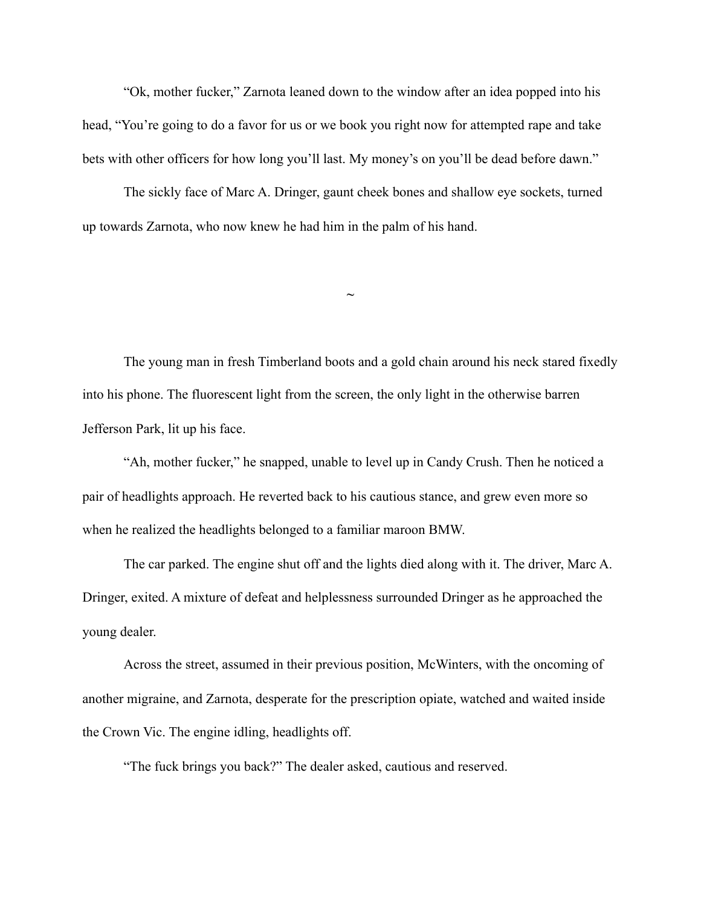"Ok, mother fucker," Zarnota leaned down to the window after an idea popped into his head, "You're going to do a favor for us or we book you right now for attempted rape and take bets with other officers for how long you'll last. My money's on you'll be dead before dawn."

The sickly face of Marc A. Dringer, gaunt cheek bones and shallow eye sockets, turned up towards Zarnota, who now knew he had him in the palm of his hand.

~

The young man in fresh Timberland boots and a gold chain around his neck stared fixedly into his phone. The fluorescent light from the screen, the only light in the otherwise barren Jefferson Park, lit up his face.

"Ah, mother fucker," he snapped, unable to level up in Candy Crush. Then he noticed a pair of headlights approach. He reverted back to his cautious stance, and grew even more so when he realized the headlights belonged to a familiar maroon BMW.

The car parked. The engine shut off and the lights died along with it. The driver, Marc A. Dringer, exited. A mixture of defeat and helplessness surrounded Dringer as he approached the young dealer.

Across the street, assumed in their previous position, McWinters, with the oncoming of another migraine, and Zarnota, desperate for the prescription opiate, watched and waited inside the Crown Vic. The engine idling, headlights off.

"The fuck brings you back?" The dealer asked, cautious and reserved.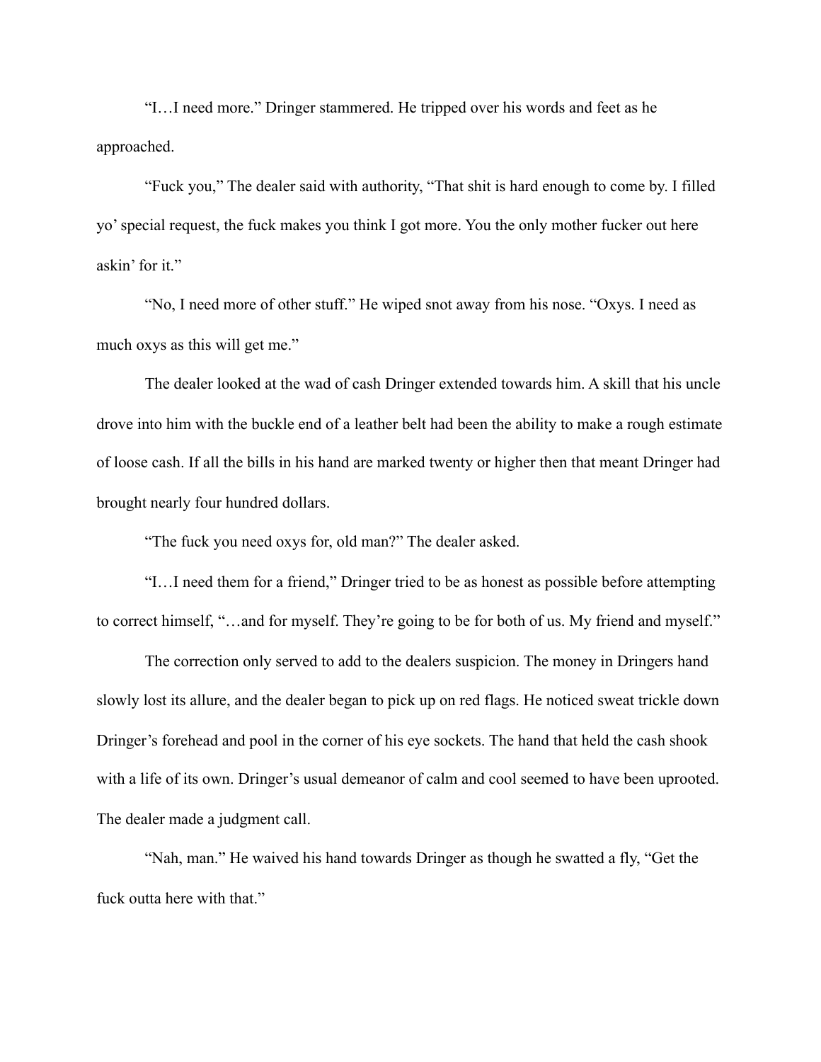"I…I need more." Dringer stammered. He tripped over his words and feet as he approached.

"Fuck you," The dealer said with authority, "That shit is hard enough to come by. I filled yo' special request, the fuck makes you think I got more. You the only mother fucker out here askin' for it."

"No, I need more of other stuff." He wiped snot away from his nose. "Oxys. I need as much oxys as this will get me."

The dealer looked at the wad of cash Dringer extended towards him. A skill that his uncle drove into him with the buckle end of a leather belt had been the ability to make a rough estimate of loose cash. If all the bills in his hand are marked twenty or higher then that meant Dringer had brought nearly four hundred dollars.

"The fuck you need oxys for, old man?" The dealer asked.

"I…I need them for a friend," Dringer tried to be as honest as possible before attempting to correct himself, "…and for myself. They're going to be for both of us. My friend and myself."

The correction only served to add to the dealers suspicion. The money in Dringers hand slowly lost its allure, and the dealer began to pick up on red flags. He noticed sweat trickle down Dringer's forehead and pool in the corner of his eye sockets. The hand that held the cash shook with a life of its own. Dringer's usual demeanor of calm and cool seemed to have been uprooted. The dealer made a judgment call.

"Nah, man." He waived his hand towards Dringer as though he swatted a fly, "Get the fuck outta here with that."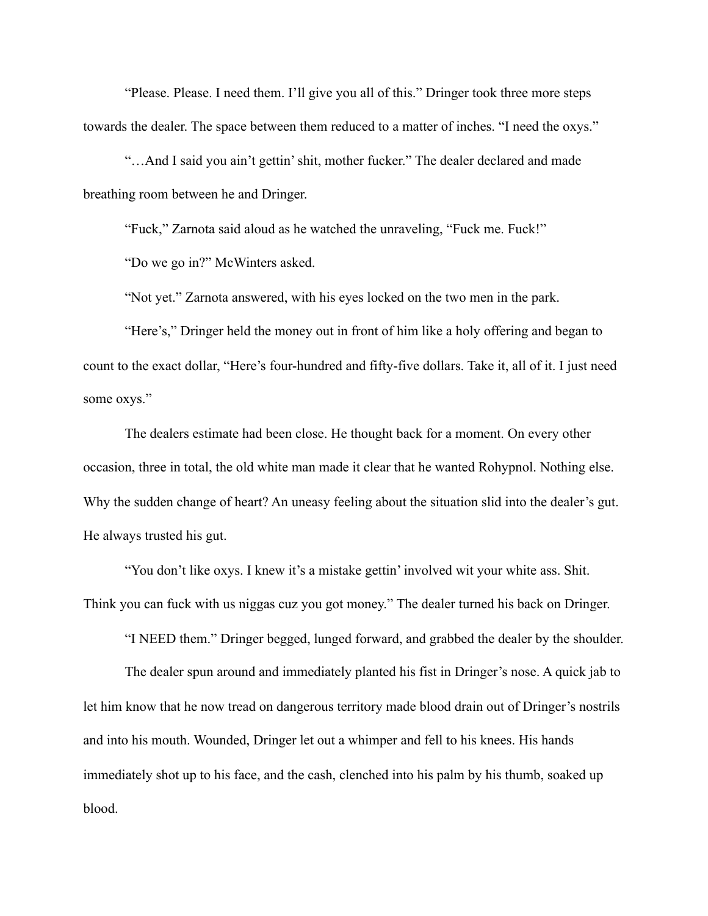"Please. Please. I need them. I'll give you all of this." Dringer took three more steps towards the dealer. The space between them reduced to a matter of inches. "I need the oxys."

"…And I said you ain't gettin' shit, mother fucker." The dealer declared and made breathing room between he and Dringer.

"Fuck," Zarnota said aloud as he watched the unraveling, "Fuck me. Fuck!"

"Do we go in?" McWinters asked.

"Not yet." Zarnota answered, with his eyes locked on the two men in the park.

"Here's," Dringer held the money out in front of him like a holy offering and began to count to the exact dollar, "Here's four-hundred and fifty-five dollars. Take it, all of it. I just need some oxys."

The dealers estimate had been close. He thought back for a moment. On every other occasion, three in total, the old white man made it clear that he wanted Rohypnol. Nothing else. Why the sudden change of heart? An uneasy feeling about the situation slid into the dealer's gut. He always trusted his gut.

"You don't like oxys. I knew it's a mistake gettin' involved wit your white ass. Shit. Think you can fuck with us niggas cuz you got money." The dealer turned his back on Dringer.

"I NEED them." Dringer begged, lunged forward, and grabbed the dealer by the shoulder.

The dealer spun around and immediately planted his fist in Dringer's nose. A quick jab to let him know that he now tread on dangerous territory made blood drain out of Dringer's nostrils and into his mouth. Wounded, Dringer let out a whimper and fell to his knees. His hands immediately shot up to his face, and the cash, clenched into his palm by his thumb, soaked up blood.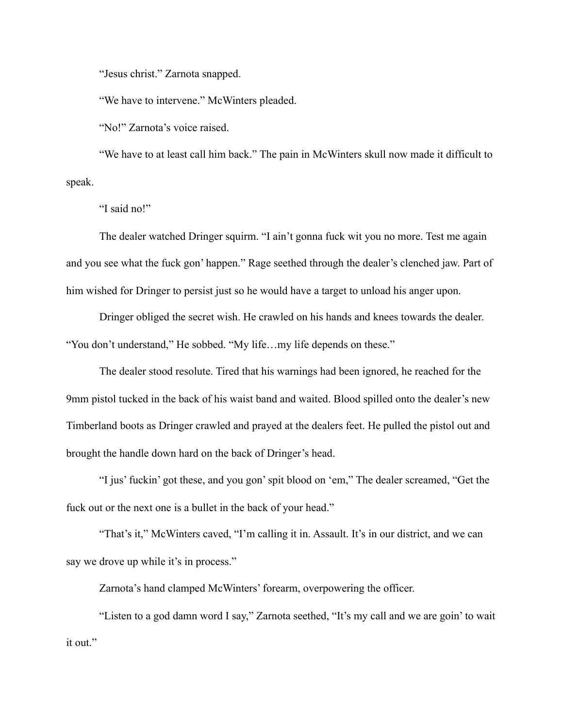"Jesus christ." Zarnota snapped.

"We have to intervene." McWinters pleaded.

"No!" Zarnota's voice raised.

"We have to at least call him back." The pain in McWinters skull now made it difficult to speak.

"I said no!"

The dealer watched Dringer squirm. "I ain't gonna fuck wit you no more. Test me again and you see what the fuck gon' happen." Rage seethed through the dealer's clenched jaw. Part of him wished for Dringer to persist just so he would have a target to unload his anger upon.

Dringer obliged the secret wish. He crawled on his hands and knees towards the dealer. "You don't understand," He sobbed. "My life…my life depends on these."

The dealer stood resolute. Tired that his warnings had been ignored, he reached for the 9mm pistol tucked in the back of his waist band and waited. Blood spilled onto the dealer's new Timberland boots as Dringer crawled and prayed at the dealers feet. He pulled the pistol out and brought the handle down hard on the back of Dringer's head.

"I jus' fuckin' got these, and you gon' spit blood on 'em," The dealer screamed, "Get the fuck out or the next one is a bullet in the back of your head."

"That's it," McWinters caved, "I'm calling it in. Assault. It's in our district, and we can say we drove up while it's in process."

Zarnota's hand clamped McWinters' forearm, overpowering the officer.

"Listen to a god damn word I say," Zarnota seethed, "It's my call and we are goin' to wait it out."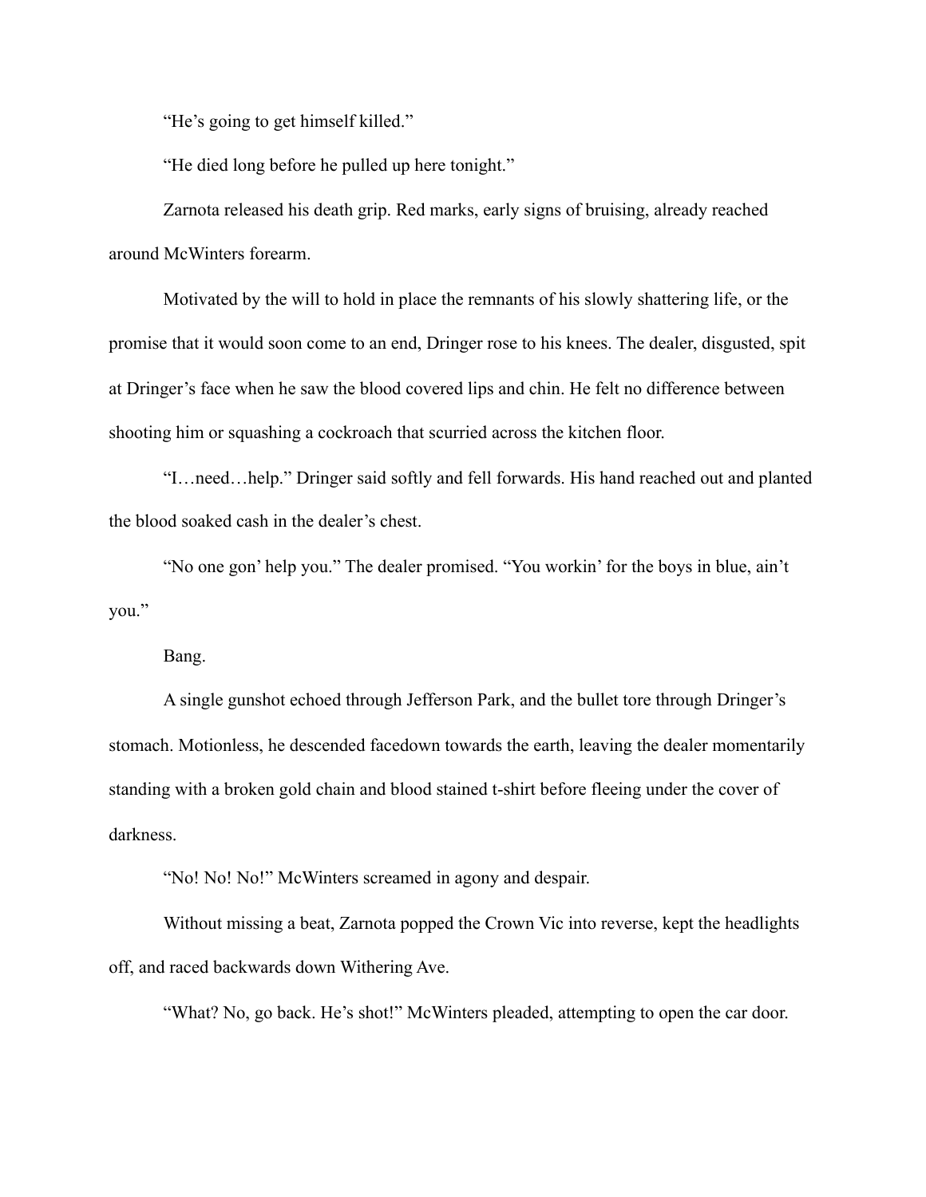"He's going to get himself killed."

"He died long before he pulled up here tonight."

Zarnota released his death grip. Red marks, early signs of bruising, already reached around McWinters forearm.

Motivated by the will to hold in place the remnants of his slowly shattering life, or the promise that it would soon come to an end, Dringer rose to his knees. The dealer, disgusted, spit at Dringer's face when he saw the blood covered lips and chin. He felt no difference between shooting him or squashing a cockroach that scurried across the kitchen floor.

"I…need…help." Dringer said softly and fell forwards. His hand reached out and planted the blood soaked cash in the dealer's chest.

"No one gon' help you." The dealer promised. "You workin' for the boys in blue, ain't you."

Bang.

A single gunshot echoed through Jefferson Park, and the bullet tore through Dringer's stomach. Motionless, he descended facedown towards the earth, leaving the dealer momentarily standing with a broken gold chain and blood stained t-shirt before fleeing under the cover of darkness.

"No! No! No!" McWinters screamed in agony and despair.

Without missing a beat, Zarnota popped the Crown Vic into reverse, kept the headlights off, and raced backwards down Withering Ave.

"What? No, go back. He's shot!" McWinters pleaded, attempting to open the car door.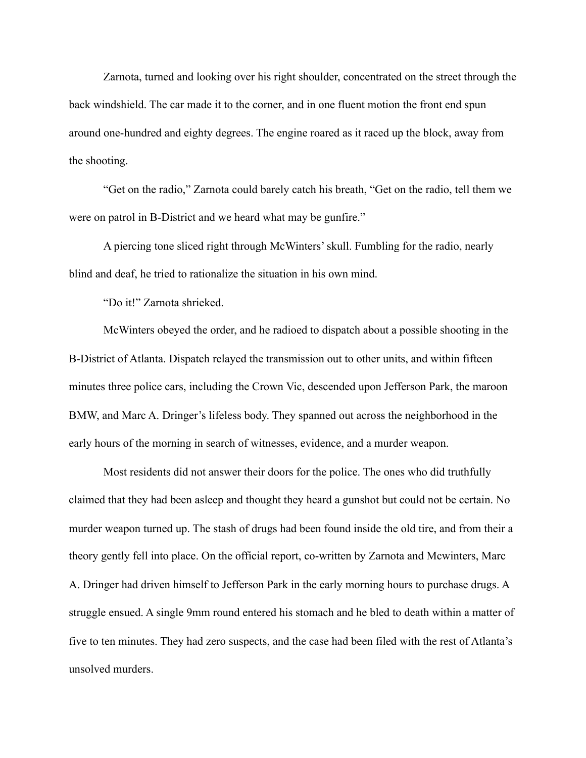Zarnota, turned and looking over his right shoulder, concentrated on the street through the back windshield. The car made it to the corner, and in one fluent motion the front end spun around one-hundred and eighty degrees. The engine roared as it raced up the block, away from the shooting.

"Get on the radio," Zarnota could barely catch his breath, "Get on the radio, tell them we were on patrol in B-District and we heard what may be gunfire."

A piercing tone sliced right through McWinters' skull. Fumbling for the radio, nearly blind and deaf, he tried to rationalize the situation in his own mind.

"Do it!" Zarnota shrieked.

McWinters obeyed the order, and he radioed to dispatch about a possible shooting in the B-District of Atlanta. Dispatch relayed the transmission out to other units, and within fifteen minutes three police cars, including the Crown Vic, descended upon Jefferson Park, the maroon BMW, and Marc A. Dringer's lifeless body. They spanned out across the neighborhood in the early hours of the morning in search of witnesses, evidence, and a murder weapon.

Most residents did not answer their doors for the police. The ones who did truthfully claimed that they had been asleep and thought they heard a gunshot but could not be certain. No murder weapon turned up. The stash of drugs had been found inside the old tire, and from their a theory gently fell into place. On the official report, co-written by Zarnota and Mcwinters, Marc A. Dringer had driven himself to Jefferson Park in the early morning hours to purchase drugs. A struggle ensued. A single 9mm round entered his stomach and he bled to death within a matter of five to ten minutes. They had zero suspects, and the case had been filed with the rest of Atlanta's unsolved murders.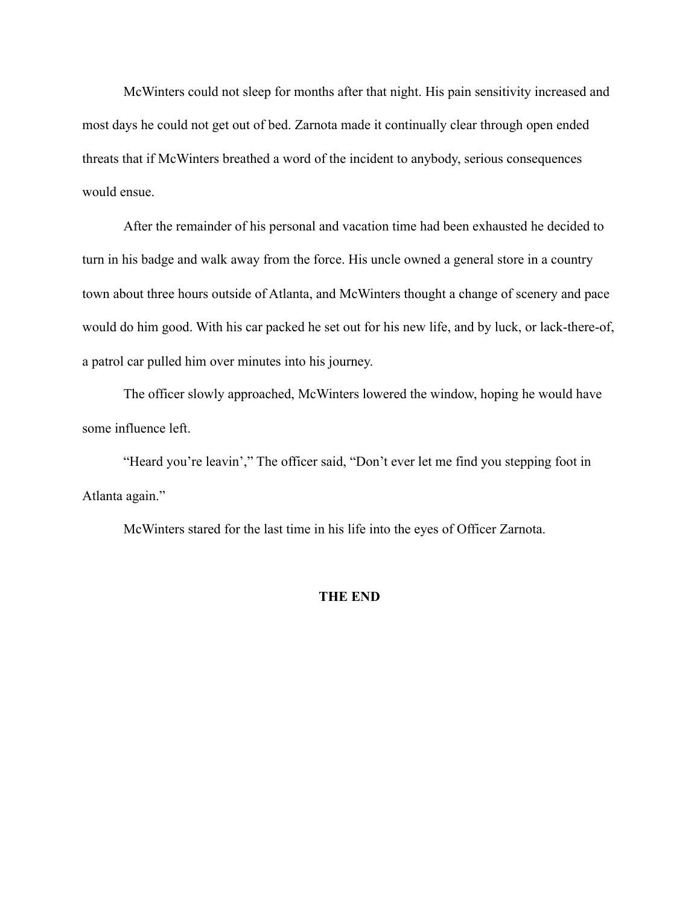McWinters could not sleep for months after that night. His pain sensitivity increased and most days he could not get out of bed. Zarnota made it continually clear through open ended threats that if McWinters breathed a word of the incident to anybody, serious consequences would ensue.

After the remainder of his personal and vacation time had been exhausted he decided to turn in his badge and walk away from the force. His uncle owned a general store in a country town about three hours outside of Atlanta, and McWinters thought a change of scenery and pace would do him good. With his car packed he set out for his new life, and by luck, or lack-there-of, a patrol car pulled him over minutes into his journey.

The officer slowly approached, McWinters lowered the window, hoping he would have some influence left.

"Heard you're leavin'," The officer said, "Don't ever let me find you stepping foot in Atlanta again."

McWinters stared for the last time in his life into the eyes of Officer Zarnota.

**THE END**